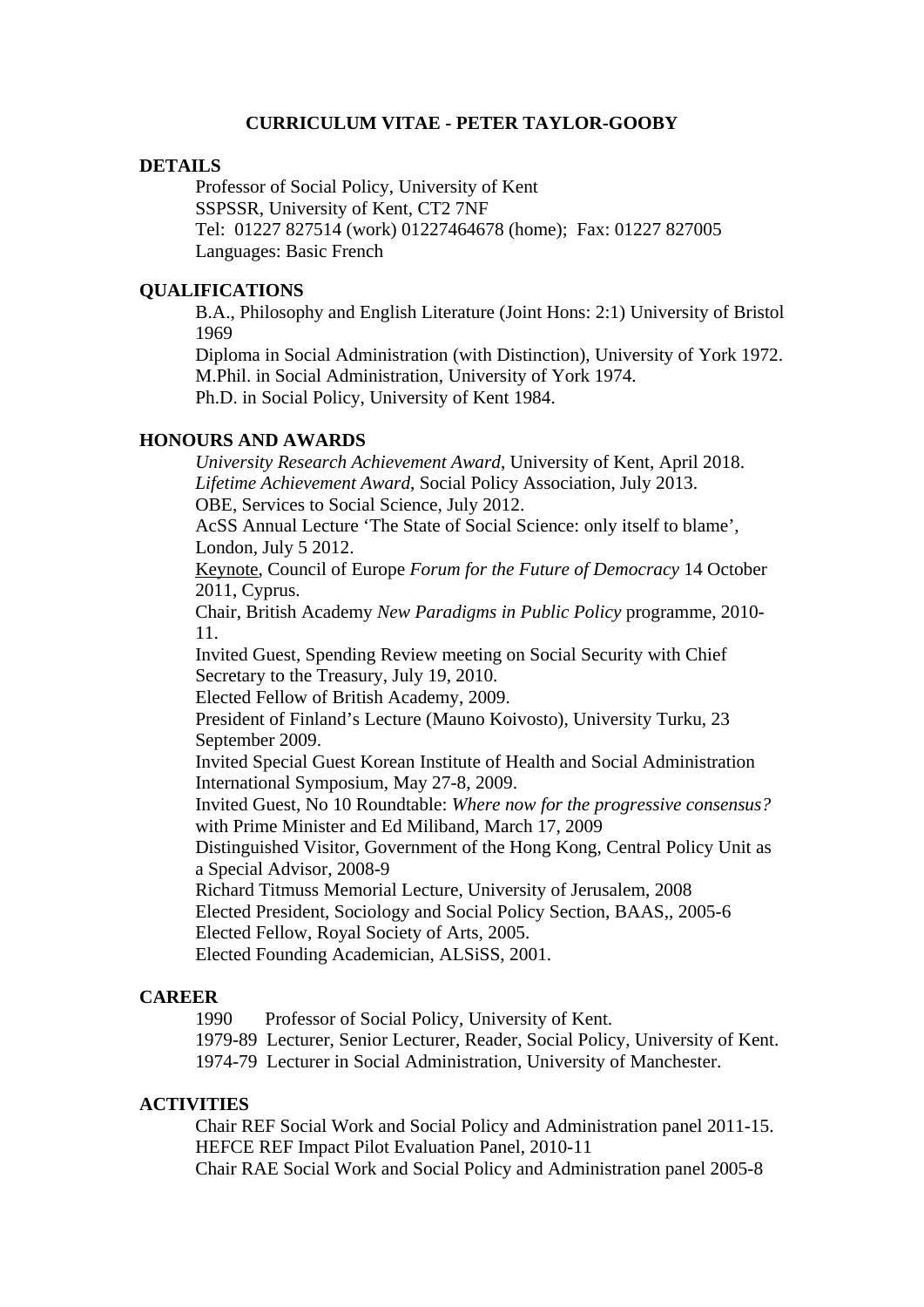# CURRICULUM VITAE - PETER TAYLOR-GOOBY

## DETAILS

Professor of Social Policy, University of Kent
SSPSSR, University of Kent, CT2 7NF
Tel: 01227 827514 (work) 01227464678 (home); Fax: 01227 827005
Languages: Basic French

## QUALIFICATIONS

B.A., Philosophy and English Literature (Joint Hons: 2:1) University of Bristol 1969
Diploma in Social Administration (with Distinction), University of York 1972.
M.Phil. in Social Administration, University of York 1974.
Ph.D. in Social Policy, University of Kent 1984.

## HONOURS AND AWARDS

*University Research Achievement Award*, University of Kent, April 2018.
*Lifetime Achievement Award*, Social Policy Association, July 2013.
OBE, Services to Social Science, July 2012.
AcSS Annual Lecture 'The State of Social Science: only itself to blame', London, July 5 2012.
Keynote, Council of Europe *Forum for the Future of Democracy* 14 October 2011, Cyprus.
Chair, British Academy *New Paradigms in Public Policy* programme, 2010-11.
Invited Guest, Spending Review meeting on Social Security with Chief Secretary to the Treasury, July 19, 2010.
Elected Fellow of British Academy, 2009.
President of Finland's Lecture (Mauno Koivosto), University Turku, 23 September 2009.
Invited Special Guest Korean Institute of Health and Social Administration International Symposium, May 27-8, 2009.
Invited Guest, No 10 Roundtable: *Where now for the progressive consensus?* with Prime Minister and Ed Miliband, March 17, 2009
Distinguished Visitor, Government of the Hong Kong, Central Policy Unit as a Special Advisor, 2008-9
Richard Titmuss Memorial Lecture, University of Jerusalem, 2008
Elected President, Sociology and Social Policy Section, BAAS,, 2005-6
Elected Fellow, Royal Society of Arts, 2005.
Elected Founding Academician, ALSiSS, 2001.

## CAREER

1990 Professor of Social Policy, University of Kent.
1979-89 Lecturer, Senior Lecturer, Reader, Social Policy, University of Kent.
1974-79 Lecturer in Social Administration, University of Manchester.

## ACTIVITIES

Chair REF Social Work and Social Policy and Administration panel 2011-15.
HEFCE REF Impact Pilot Evaluation Panel, 2010-11
Chair RAE Social Work and Social Policy and Administration panel 2005-8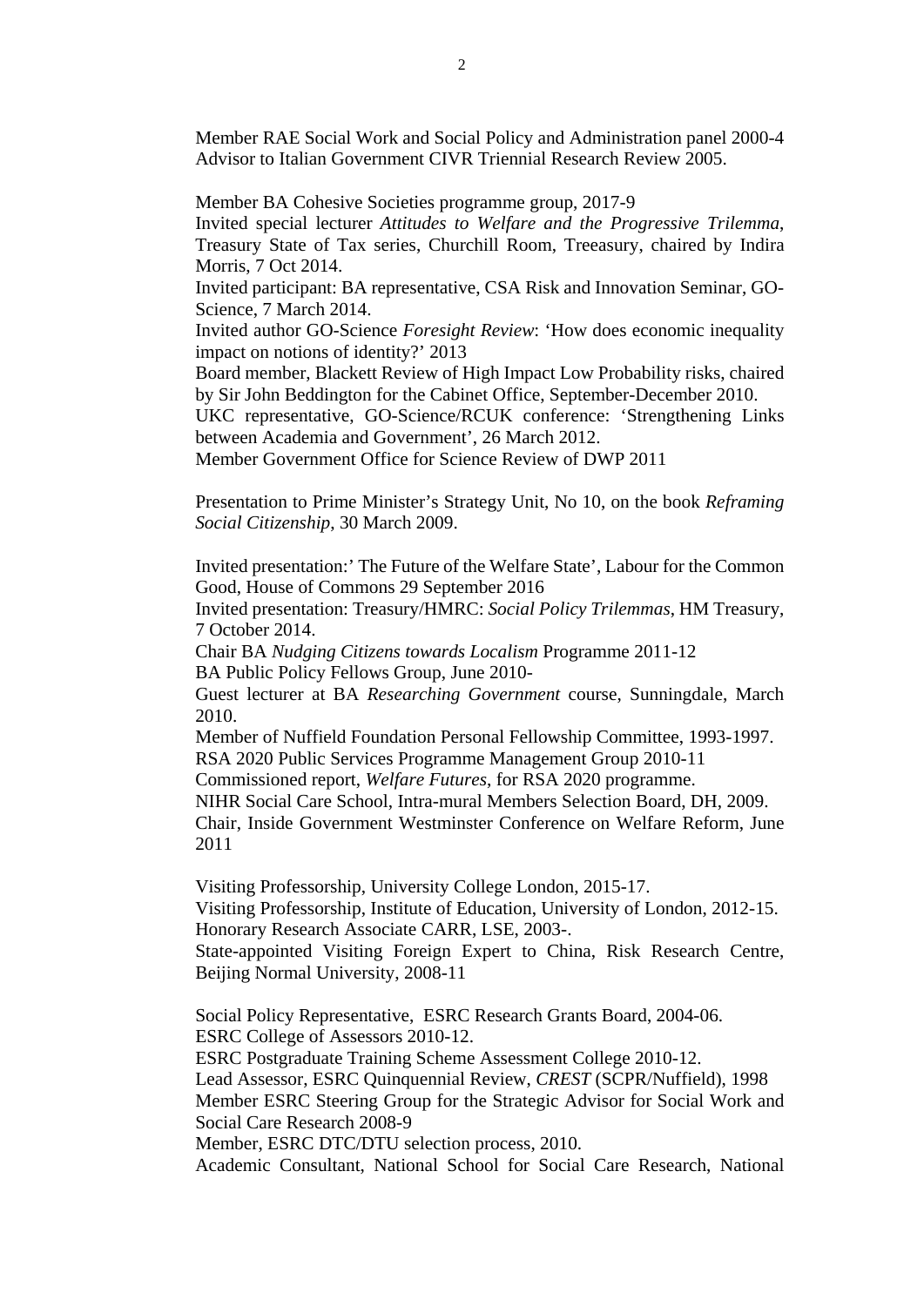Member RAE Social Work and Social Policy and Administration panel 2000-4
Advisor to Italian Government CIVR Triennial Research Review 2005.

Member BA Cohesive Societies programme group, 2017-9
Invited special lecturer *Attitudes to Welfare and the Progressive Trilemma*, Treasury State of Tax series, Churchill Room, Treeasury, chaired by Indira Morris, 7 Oct 2014.
Invited participant: BA representative, CSA Risk and Innovation Seminar, GO-Science, 7 March 2014.
Invited author GO-Science *Foresight Review*: 'How does economic inequality impact on notions of identity?' 2013
Board member, Blackett Review of High Impact Low Probability risks, chaired by Sir John Beddington for the Cabinet Office, September-December 2010.
UKC representative, GO-Science/RCUK conference: 'Strengthening Links between Academia and Government', 26 March 2012.
Member Government Office for Science Review of DWP 2011

Presentation to Prime Minister's Strategy Unit, No 10, on the book *Reframing Social Citizenship*, 30 March 2009.

Invited presentation:' The Future of the Welfare State', Labour for the Common Good, House of Commons 29 September 2016
Invited presentation: Treasury/HMRC: *Social Policy Trilemmas*, HM Treasury, 7 October 2014.
Chair BA *Nudging Citizens towards Localism* Programme 2011-12
BA Public Policy Fellows Group, June 2010-
Guest lecturer at BA *Researching Government* course, Sunningdale, March 2010.
Member of Nuffield Foundation Personal Fellowship Committee, 1993-1997.
RSA 2020 Public Services Programme Management Group 2010-11
Commissioned report, *Welfare Futures*, for RSA 2020 programme.
NIHR Social Care School, Intra-mural Members Selection Board, DH, 2009.
Chair, Inside Government Westminster Conference on Welfare Reform, June 2011

Visiting Professorship, University College London, 2015-17.
Visiting Professorship, Institute of Education, University of London, 2012-15.
Honorary Research Associate CARR, LSE, 2003-.
State-appointed Visiting Foreign Expert to China, Risk Research Centre, Beijing Normal University, 2008-11

Social Policy Representative, ESRC Research Grants Board, 2004-06.
ESRC College of Assessors 2010-12.
ESRC Postgraduate Training Scheme Assessment College 2010-12.
Lead Assessor, ESRC Quinquennial Review, *CREST* (SCPR/Nuffield), 1998
Member ESRC Steering Group for the Strategic Advisor for Social Work and Social Care Research 2008-9
Member, ESRC DTC/DTU selection process, 2010.
Academic Consultant, National School for Social Care Research, National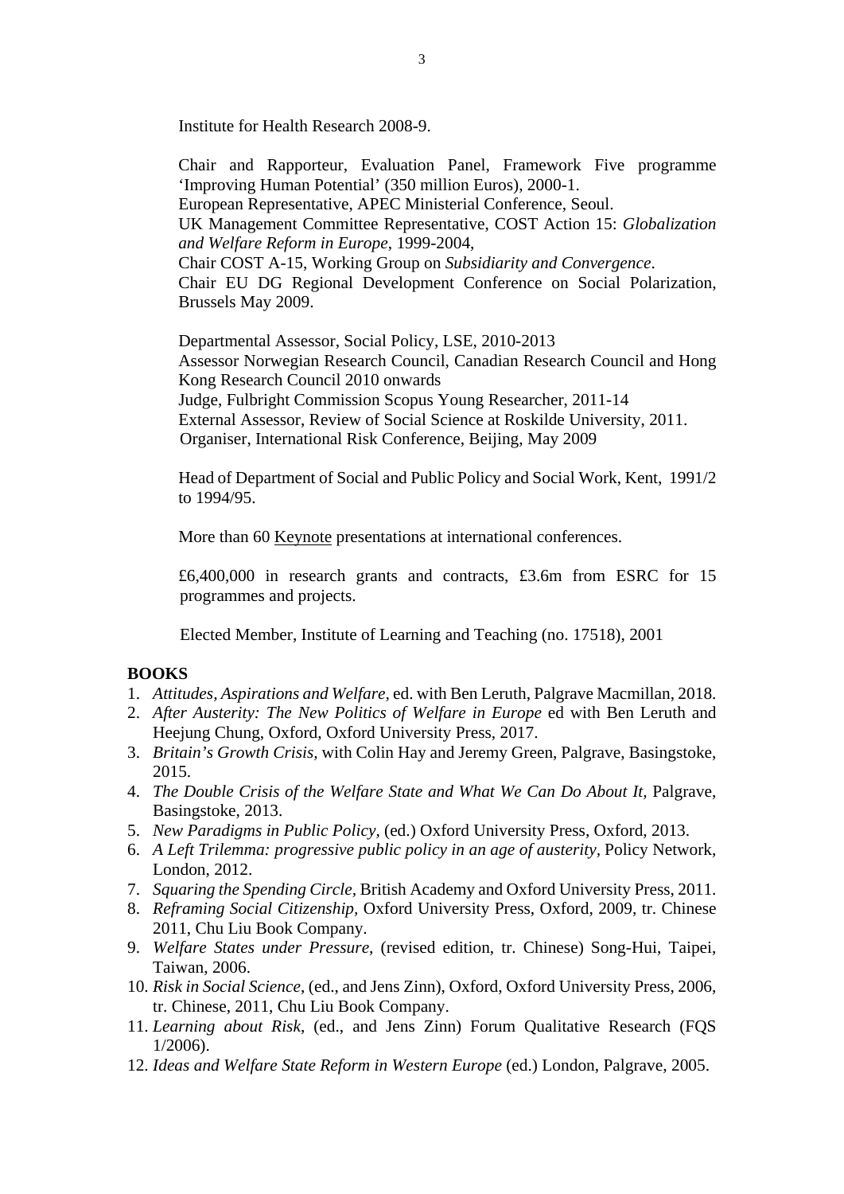Institute for Health Research 2008-9.

Chair and Rapporteur, Evaluation Panel, Framework Five programme 'Improving Human Potential' (350 million Euros), 2000-1.
European Representative, APEC Ministerial Conference, Seoul.
UK Management Committee Representative, COST Action 15: *Globalization and Welfare Reform in Europe*, 1999-2004,
Chair COST A-15, Working Group on *Subsidiarity and Convergence*.
Chair EU DG Regional Development Conference on Social Polarization, Brussels May 2009.

Departmental Assessor, Social Policy, LSE, 2010-2013
Assessor Norwegian Research Council, Canadian Research Council and Hong Kong Research Council 2010 onwards
Judge, Fulbright Commission Scopus Young Researcher, 2011-14
External Assessor, Review of Social Science at Roskilde University, 2011.
Organiser, International Risk Conference, Beijing, May 2009

Head of Department of Social and Public Policy and Social Work, Kent, 1991/2 to 1994/95.

More than 60 Keynote presentations at international conferences.

£6,400,000 in research grants and contracts, £3.6m from ESRC for 15 programmes and projects.

Elected Member, Institute of Learning and Teaching (no. 17518), 2001

**BOOKS**

1. *Attitudes, Aspirations and Welfare*, ed. with Ben Leruth, Palgrave Macmillan, 2018.
2. *After Austerity: The New Politics of Welfare in Europe* ed with Ben Leruth and Heejung Chung, Oxford, Oxford University Press, 2017.
3. *Britain's Growth Crisis*, with Colin Hay and Jeremy Green, Palgrave, Basingstoke, 2015.
4. *The Double Crisis of the Welfare State and What We Can Do About It*, Palgrave, Basingstoke, 2013.
5. *New Paradigms in Public Policy*, (ed.) Oxford University Press, Oxford, 2013.
6. *A Left Trilemma: progressive public policy in an age of austerity*, Policy Network, London, 2012.
7. *Squaring the Spending Circle*, British Academy and Oxford University Press, 2011.
8. *Reframing Social Citizenship*, Oxford University Press, Oxford, 2009, tr. Chinese 2011, Chu Liu Book Company.
9. *Welfare States under Pressure*, (revised edition, tr. Chinese) Song-Hui, Taipei, Taiwan, 2006.
10. *Risk in Social Science*, (ed., and Jens Zinn), Oxford, Oxford University Press, 2006, tr. Chinese, 2011, Chu Liu Book Company.
11. *Learning about Risk*, (ed., and Jens Zinn) Forum Qualitative Research (FQS 1/2006).
12. *Ideas and Welfare State Reform in Western Europe* (ed.) London, Palgrave, 2005.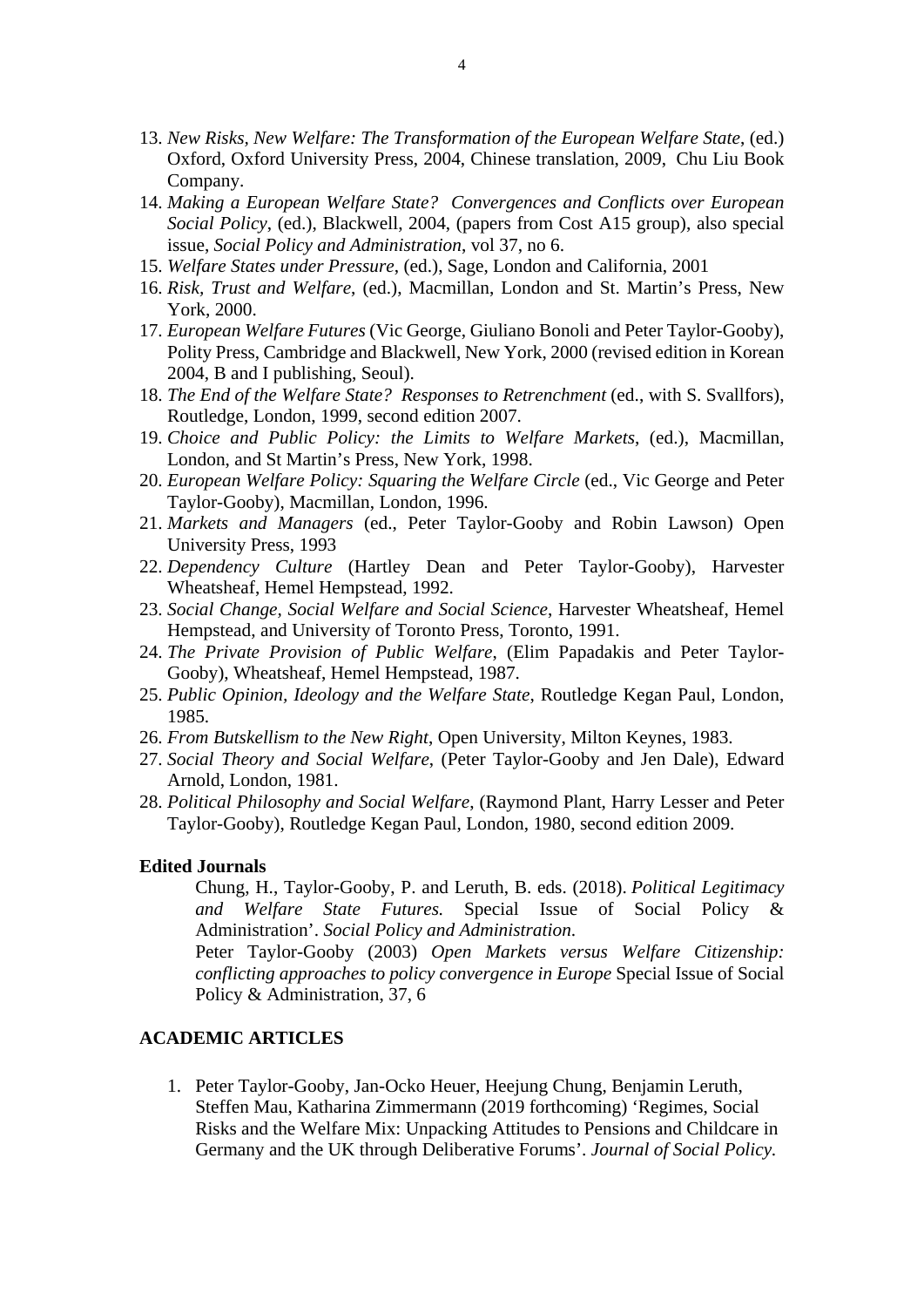13. *New Risks, New Welfare: The Transformation of the European Welfare State*, (ed.) Oxford, Oxford University Press, 2004, Chinese translation, 2009, Chu Liu Book Company.
14. *Making a European Welfare State? Convergences and Conflicts over European Social Policy*, (ed.), Blackwell, 2004, (papers from Cost A15 group), also special issue, *Social Policy and Administration*, vol 37, no 6.
15. *Welfare States under Pressure*, (ed.), Sage, London and California, 2001
16. *Risk, Trust and Welfare*, (ed.), Macmillan, London and St. Martin's Press, New York, 2000.
17. *European Welfare Futures* (Vic George, Giuliano Bonoli and Peter Taylor-Gooby), Polity Press, Cambridge and Blackwell, New York, 2000 (revised edition in Korean 2004, B and I publishing, Seoul).
18. *The End of the Welfare State? Responses to Retrenchment* (ed., with S. Svallfors), Routledge, London, 1999, second edition 2007.
19. *Choice and Public Policy: the Limits to Welfare Markets*, (ed.), Macmillan, London, and St Martin's Press, New York, 1998.
20. *European Welfare Policy: Squaring the Welfare Circle* (ed., Vic George and Peter Taylor-Gooby), Macmillan, London, 1996.
21. *Markets and Managers* (ed., Peter Taylor-Gooby and Robin Lawson) Open University Press, 1993
22. *Dependency Culture* (Hartley Dean and Peter Taylor-Gooby), Harvester Wheatsheaf, Hemel Hempstead, 1992.
23. *Social Change, Social Welfare and Social Science*, Harvester Wheatsheaf, Hemel Hempstead, and University of Toronto Press, Toronto, 1991.
24. *The Private Provision of Public Welfare*, (Elim Papadakis and Peter Taylor-Gooby), Wheatsheaf, Hemel Hempstead, 1987.
25. *Public Opinion, Ideology and the Welfare State*, Routledge Kegan Paul, London, 1985.
26. *From Butskellism to the New Right*, Open University, Milton Keynes, 1983.
27. *Social Theory and Social Welfare*, (Peter Taylor-Gooby and Jen Dale), Edward Arnold, London, 1981.
28. *Political Philosophy and Social Welfare*, (Raymond Plant, Harry Lesser and Peter Taylor-Gooby), Routledge Kegan Paul, London, 1980, second edition 2009.

**Edited Journals**

Chung, H., Taylor-Gooby, P. and Leruth, B. eds. (2018). *Political Legitimacy and Welfare State Futures.* Special Issue of Social Policy & Administration'. *Social Policy and Administration.*

Peter Taylor-Gooby (2003) *Open Markets versus Welfare Citizenship: conflicting approaches to policy convergence in Europe* Special Issue of Social Policy & Administration, 37, 6

**ACADEMIC ARTICLES**

1. Peter Taylor-Gooby, Jan-Ocko Heuer, Heejung Chung, Benjamin Leruth, Steffen Mau, Katharina Zimmermann (2019 forthcoming) 'Regimes, Social Risks and the Welfare Mix: Unpacking Attitudes to Pensions and Childcare in Germany and the UK through Deliberative Forums'. *Journal of Social Policy.*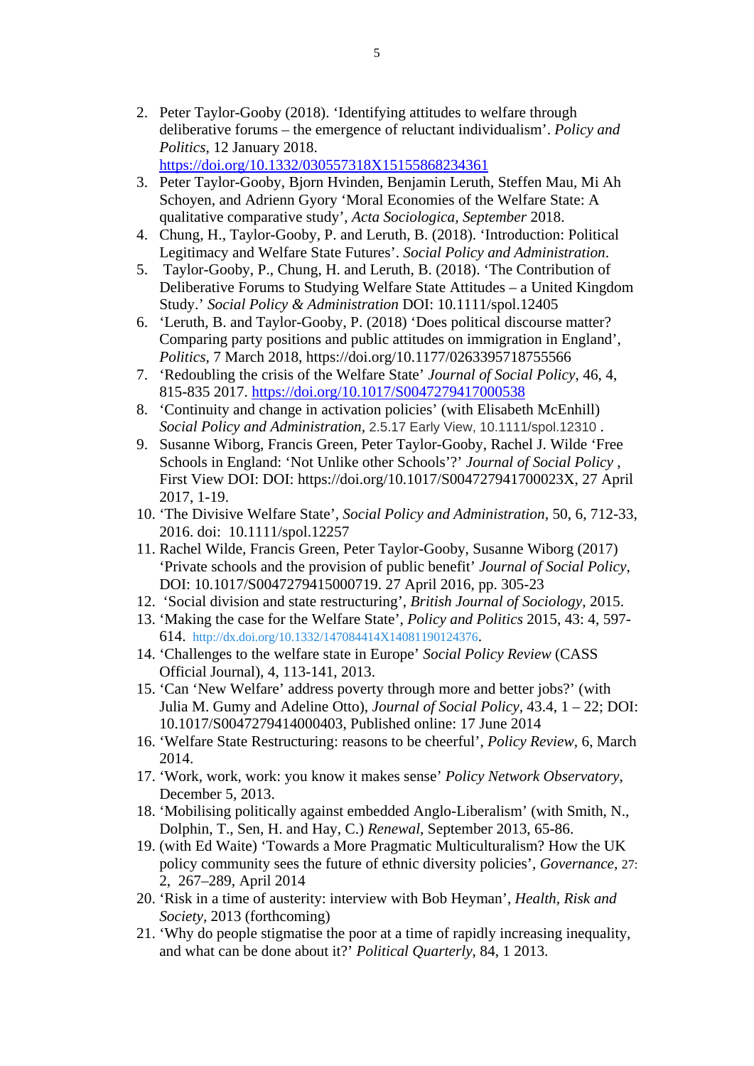2. Peter Taylor-Gooby (2018). 'Identifying attitudes to welfare through deliberative forums – the emergence of reluctant individualism'. *Policy and Politics*, 12 January 2018. https://doi.org/10.1332/030557318X15155868234361
3. Peter Taylor-Gooby, Bjorn Hvinden, Benjamin Leruth, Steffen Mau, Mi Ah Schoyen, and Adrienn Gyory 'Moral Economies of the Welfare State: A qualitative comparative study', *Acta Sociologica, September* 2018.
4. Chung, H., Taylor-Gooby, P. and Leruth, B. (2018). 'Introduction: Political Legitimacy and Welfare State Futures'. *Social Policy and Administration*.
5. Taylor-Gooby, P., Chung, H. and Leruth, B. (2018). 'The Contribution of Deliberative Forums to Studying Welfare State Attitudes – a United Kingdom Study.' *Social Policy & Administration* DOI: 10.1111/spol.12405
6. 'Leruth, B. and Taylor-Gooby, P. (2018) 'Does political discourse matter? Comparing party positions and public attitudes on immigration in England', *Politics*, 7 March 2018, https://doi.org/10.1177/0263395718755566
7. 'Redoubling the crisis of the Welfare State' *Journal of Social Policy*, 46, 4, 815-835 2017. https://doi.org/10.1017/S0047279417000538
8. 'Continuity and change in activation policies' (with Elisabeth McEnhill) *Social Policy and Administration*, 2.5.17 Early View, 10.1111/spol.12310 .
9. Susanne Wiborg, Francis Green, Peter Taylor-Gooby, Rachel J. Wilde 'Free Schools in England: 'Not Unlike other Schools'?' *Journal of Social Policy* , First View DOI: DOI: https://doi.org/10.1017/S004727941700023X, 27 April 2017, 1-19.
10. 'The Divisive Welfare State', *Social Policy and Administration*, 50, 6, 712-33, 2016. doi: 10.1111/spol.12257
11. Rachel Wilde, Francis Green, Peter Taylor-Gooby, Susanne Wiborg (2017) 'Private schools and the provision of public benefit' *Journal of Social Policy*, DOI: 10.1017/S0047279415000719. 27 April 2016, pp. 305-23
12. 'Social division and state restructuring', *British Journal of Sociology*, 2015.
13. 'Making the case for the Welfare State', *Policy and Politics* 2015, 43: 4, 597-614. http://dx.doi.org/10.1332/147084414X14081190124376.
14. 'Challenges to the welfare state in Europe' *Social Policy Review* (CASS Official Journal), 4, 113-141, 2013.
15. 'Can 'New Welfare' address poverty through more and better jobs?' (with Julia M. Gumy and Adeline Otto), *Journal of Social Policy,* 43.4, 1 – 22; DOI: 10.1017/S0047279414000403, Published online: 17 June 2014
16. 'Welfare State Restructuring: reasons to be cheerful', *Policy Review*, 6, March 2014.
17. 'Work, work, work: you know it makes sense' *Policy Network Observatory*, December 5, 2013.
18. 'Mobilising politically against embedded Anglo-Liberalism' (with Smith, N., Dolphin, T., Sen, H. and Hay, C.) *Renewal,* September 2013, 65-86.
19. (with Ed Waite) 'Towards a More Pragmatic Multiculturalism? How the UK policy community sees the future of ethnic diversity policies', *Governance,* 27: 2, 267–289, April 2014
20. 'Risk in a time of austerity: interview with Bob Heyman', *Health, Risk and Society,* 2013 (forthcoming)
21. 'Why do people stigmatise the poor at a time of rapidly increasing inequality, and what can be done about it?' *Political Quarterly*, 84, 1 2013.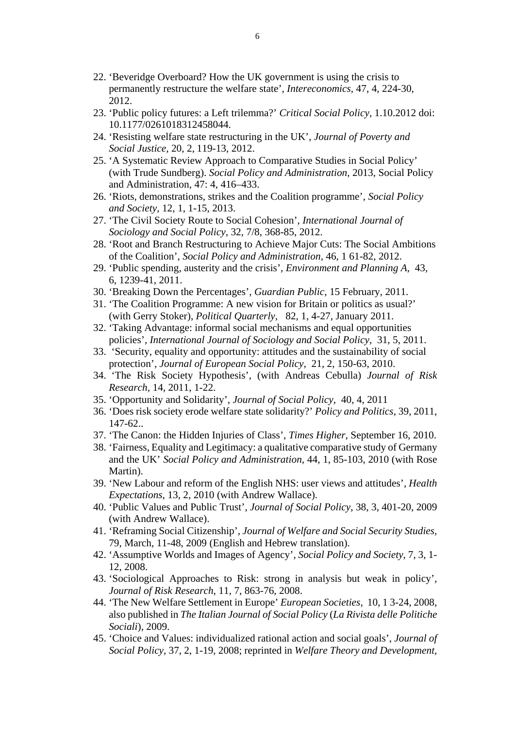22. 'Beveridge Overboard? How the UK government is using the crisis to permanently restructure the welfare state', *Intereconomics,* 47, 4, 224-30, 2012.
23. 'Public policy futures: a Left trilemma?' *Critical Social Policy,* 1.10.2012 doi: 10.1177/0261018312458044.
24. 'Resisting welfare state restructuring in the UK', *Journal of Poverty and Social Justice,* 20, 2, 119-13, 2012.
25. 'A Systematic Review Approach to Comparative Studies in Social Policy' (with Trude Sundberg). *Social Policy and Administration,* 2013, Social Policy and Administration, 47: 4, 416–433.
26. 'Riots, demonstrations, strikes and the Coalition programme', *Social Policy and Society,* 12, 1, 1-15, 2013.
27. 'The Civil Society Route to Social Cohesion', *International Journal of Sociology and Social Policy,* 32, 7/8, 368-85, 2012.
28. 'Root and Branch Restructuring to Achieve Major Cuts: The Social Ambitions of the Coalition', *Social Policy and Administration,* 46, 1 61-82, 2012.
29. 'Public spending, austerity and the crisis', *Environment and Planning A,* 43, 6, 1239-41, 2011.
30. 'Breaking Down the Percentages', *Guardian Public,* 15 February, 2011.
31. 'The Coalition Programme: A new vision for Britain or politics as usual?' (with Gerry Stoker), *Political Quarterly,* 82, 1, 4-27, January 2011.
32. 'Taking Advantage: informal social mechanisms and equal opportunities policies', *International Journal of Sociology and Social Policy,* 31, 5, 2011.
33. 'Security, equality and opportunity: attitudes and the sustainability of social protection', *Journal of European Social Policy,* 21, 2, 150-63, 2010.
34. 'The Risk Society Hypothesis', (with Andreas Cebulla) *Journal of Risk Research,* 14, 2011, 1-22.
35. 'Opportunity and Solidarity', *Journal of Social Policy,* 40, 4, 2011
36. 'Does risk society erode welfare state solidarity?' *Policy and Politics,* 39, 2011, 147-62..
37. 'The Canon: the Hidden Injuries of Class', *Times Higher,* September 16, 2010.
38. 'Fairness, Equality and Legitimacy: a qualitative comparative study of Germany and the UK' *Social Policy and Administration,* 44, 1, 85-103, 2010 (with Rose Martin).
39. 'New Labour and reform of the English NHS: user views and attitudes', *Health Expectations,* 13, 2, 2010 (with Andrew Wallace).
40. 'Public Values and Public Trust', *Journal of Social Policy,* 38, 3, 401-20, 2009 (with Andrew Wallace).
41. 'Reframing Social Citizenship', *Journal of Welfare and Social Security Studies,* 79, March, 11-48, 2009 (English and Hebrew translation).
42. 'Assumptive Worlds and Images of Agency', *Social Policy and Society,* 7, 3, 1-12, 2008.
43. 'Sociological Approaches to Risk: strong in analysis but weak in policy', *Journal of Risk Research,* 11, 7, 863-76, 2008.
44. 'The New Welfare Settlement in Europe' *European Societies,* 10, 1 3-24, 2008, also published in *The Italian Journal of Social Policy* (*La Rivista delle Politiche Sociali*), 2009.
45. 'Choice and Values: individualized rational action and social goals', *Journal of Social Policy,* 37, 2, 1-19, 2008; reprinted in *Welfare Theory and Development,*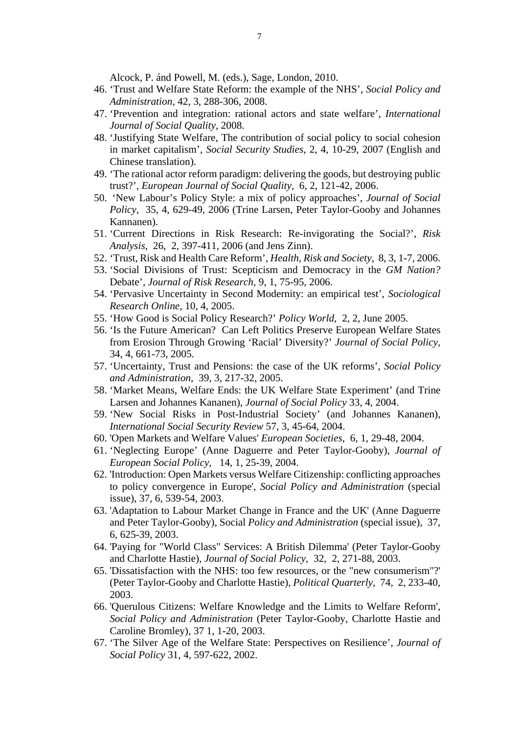Alcock, P. ánd Powell, M. (eds.), Sage, London, 2010.

46. 'Trust and Welfare State Reform: the example of the NHS', *Social Policy and Administration*, 42, 3, 288-306, 2008.
47. 'Prevention and integration: rational actors and state welfare', *International Journal of Social Quality*, 2008.
48. 'Justifying State Welfare, The contribution of social policy to social cohesion in market capitalism', *Social Security Studies*, 2, 4, 10-29, 2007 (English and Chinese translation).
49. 'The rational actor reform paradigm: delivering the goods, but destroying public trust?', *European Journal of Social Quality*, 6, 2, 121-42, 2006.
50. 'New Labour's Policy Style: a mix of policy approaches', *Journal of Social Policy*, 35, 4, 629-49, 2006 (Trine Larsen, Peter Taylor-Gooby and Johannes Kannanen).
51. 'Current Directions in Risk Research: Re-invigorating the Social?', *Risk Analysis*, 26, 2, 397-411, 2006 (and Jens Zinn).
52. 'Trust, Risk and Health Care Reform', *Health, Risk and Society*, 8, 3, 1-7, 2006.
53. 'Social Divisions of Trust: Scepticism and Democracy in the *GM Nation?* Debate', *Journal of Risk Research*, 9, 1, 75-95, 2006.
54. 'Pervasive Uncertainty in Second Modernity: an empirical test', *Sociological Research Online*, 10, 4, 2005.
55. 'How Good is Social Policy Research?' *Policy World*, 2, 2, June 2005.
56. 'Is the Future American? Can Left Politics Preserve European Welfare States from Erosion Through Growing 'Racial' Diversity?' *Journal of Social Policy*, 34, 4, 661-73, 2005.
57. 'Uncertainty, Trust and Pensions: the case of the UK reforms', *Social Policy and Administration*, 39, 3, 217-32, 2005.
58. 'Market Means, Welfare Ends: the UK Welfare State Experiment' (and Trine Larsen and Johannes Kananen), *Journal of Social Policy* 33, 4, 2004.
59. 'New Social Risks in Post-Industrial Society' (and Johannes Kananen), *International Social Security Review* 57, 3, 45-64, 2004.
60. 'Open Markets and Welfare Values' *European Societies*, 6, 1, 29-48, 2004.
61. 'Neglecting Europe' (Anne Daguerre and Peter Taylor-Gooby), *Journal of European Social Policy*, 14, 1, 25-39, 2004.
62. 'Introduction: Open Markets versus Welfare Citizenship: conflicting approaches to policy convergence in Europe', *Social Policy and Administration* (special issue), 37, 6, 539-54, 2003.
63. 'Adaptation to Labour Market Change in France and the UK' (Anne Daguerre and Peter Taylor-Gooby), Social *Policy and Administration* (special issue), 37, 6, 625-39, 2003.
64. 'Paying for "World Class" Services: A British Dilemma' (Peter Taylor-Gooby and Charlotte Hastie), *Journal of Social Policy*, 32, 2, 271-88, 2003.
65. 'Dissatisfaction with the NHS: too few resources, or the "new consumerism"?' (Peter Taylor-Gooby and Charlotte Hastie), *Political Quarterly*, 74, 2, 233-40, 2003.
66. 'Querulous Citizens: Welfare Knowledge and the Limits to Welfare Reform', *Social Policy and Administration* (Peter Taylor-Gooby, Charlotte Hastie and Caroline Bromley), 37 1, 1-20, 2003.
67. 'The Silver Age of the Welfare State: Perspectives on Resilience', *Journal of Social Policy* 31, 4, 597-622, 2002.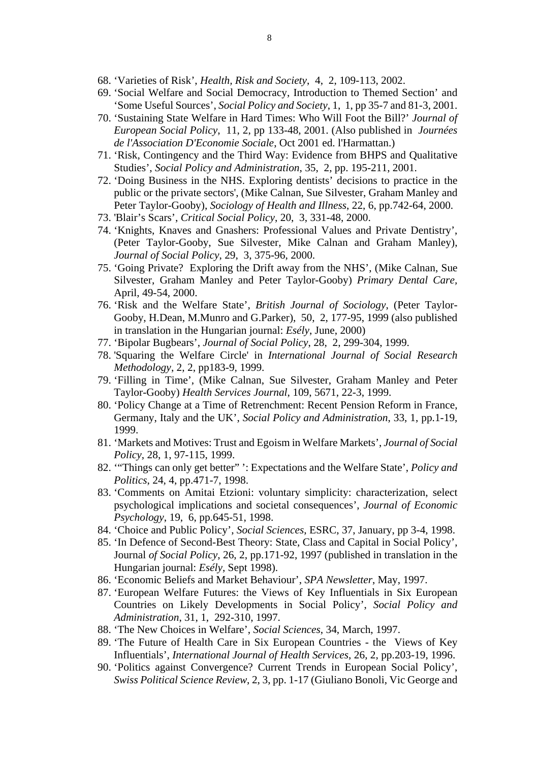68. 'Varieties of Risk', *Health, Risk and Society*, 4, 2, 109-113, 2002.
69. 'Social Welfare and Social Democracy, Introduction to Themed Section' and 'Some Useful Sources', *Social Policy and Society*, 1, 1, pp 35-7 and 81-3, 2001.
70. 'Sustaining State Welfare in Hard Times: Who Will Foot the Bill?' *Journal of European Social Policy*, 11, 2, pp 133-48, 2001. (Also published in *Journées de l'Association D'Economie Sociale*, Oct 2001 ed. l'Harmattan.)
71. 'Risk, Contingency and the Third Way: Evidence from BHPS and Qualitative Studies', *Social Policy and Administration*, 35, 2, pp. 195-211, 2001.
72. 'Doing Business in the NHS. Exploring dentists' decisions to practice in the public or the private sectors', (Mike Calnan, Sue Silvester, Graham Manley and Peter Taylor-Gooby), *Sociology of Health and Illness*, 22, 6, pp.742-64, 2000.
73. 'Blair's Scars', *Critical Social Policy*, 20, 3, 331-48, 2000.
74. 'Knights, Knaves and Gnashers: Professional Values and Private Dentistry', (Peter Taylor-Gooby, Sue Silvester, Mike Calnan and Graham Manley), *Journal of Social Policy*, 29, 3, 375-96, 2000.
75. 'Going Private? Exploring the Drift away from the NHS', (Mike Calnan, Sue Silvester, Graham Manley and Peter Taylor-Gooby) *Primary Dental Care*, April, 49-54, 2000.
76. 'Risk and the Welfare State', *British Journal of Sociology*, (Peter Taylor-Gooby, H.Dean, M.Munro and G.Parker), 50, 2, 177-95, 1999 (also published in translation in the Hungarian journal: *Esély*, June, 2000)
77. 'Bipolar Bugbears', *Journal of Social Policy*, 28, 2, 299-304, 1999.
78. 'Squaring the Welfare Circle' in *International Journal of Social Research Methodology*, 2, 2, pp183-9, 1999.
79. 'Filling in Time', (Mike Calnan, Sue Silvester, Graham Manley and Peter Taylor-Gooby) *Health Services Journal*, 109, 5671, 22-3, 1999.
80. 'Policy Change at a Time of Retrenchment: Recent Pension Reform in France, Germany, Italy and the UK', *Social Policy and Administration*, 33, 1, pp.1-19, 1999.
81. 'Markets and Motives: Trust and Egoism in Welfare Markets', *Journal of Social Policy*, 28, 1, 97-115, 1999.
82. '"Things can only get better" ': Expectations and the Welfare State', *Policy and Politics*, 24, 4, pp.471-7, 1998.
83. 'Comments on Amitai Etzioni: voluntary simplicity: characterization, select psychological implications and societal consequences', *Journal of Economic Psychology*, 19, 6, pp.645-51, 1998.
84. 'Choice and Public Policy', *Social Sciences*, ESRC, 37, January, pp 3-4, 1998.
85. 'In Defence of Second-Best Theory: State, Class and Capital in Social Policy', Journal *of Social Policy*, 26, 2, pp.171-92, 1997 (published in translation in the Hungarian journal: *Esély*, Sept 1998).
86. 'Economic Beliefs and Market Behaviour', *SPA Newsletter*, May, 1997.
87. 'European Welfare Futures: the Views of Key Influentials in Six European Countries on Likely Developments in Social Policy', *Social Policy and Administration*, 31, 1, 292-310, 1997.
88. 'The New Choices in Welfare', *Social Sciences*, 34, March, 1997.
89. 'The Future of Health Care in Six European Countries - the Views of Key Influentials', *International Journal of Health Services*, 26, 2, pp.203-19, 1996.
90. 'Politics against Convergence? Current Trends in European Social Policy', *Swiss Political Science Review*, 2, 3, pp. 1-17 (Giuliano Bonoli, Vic George and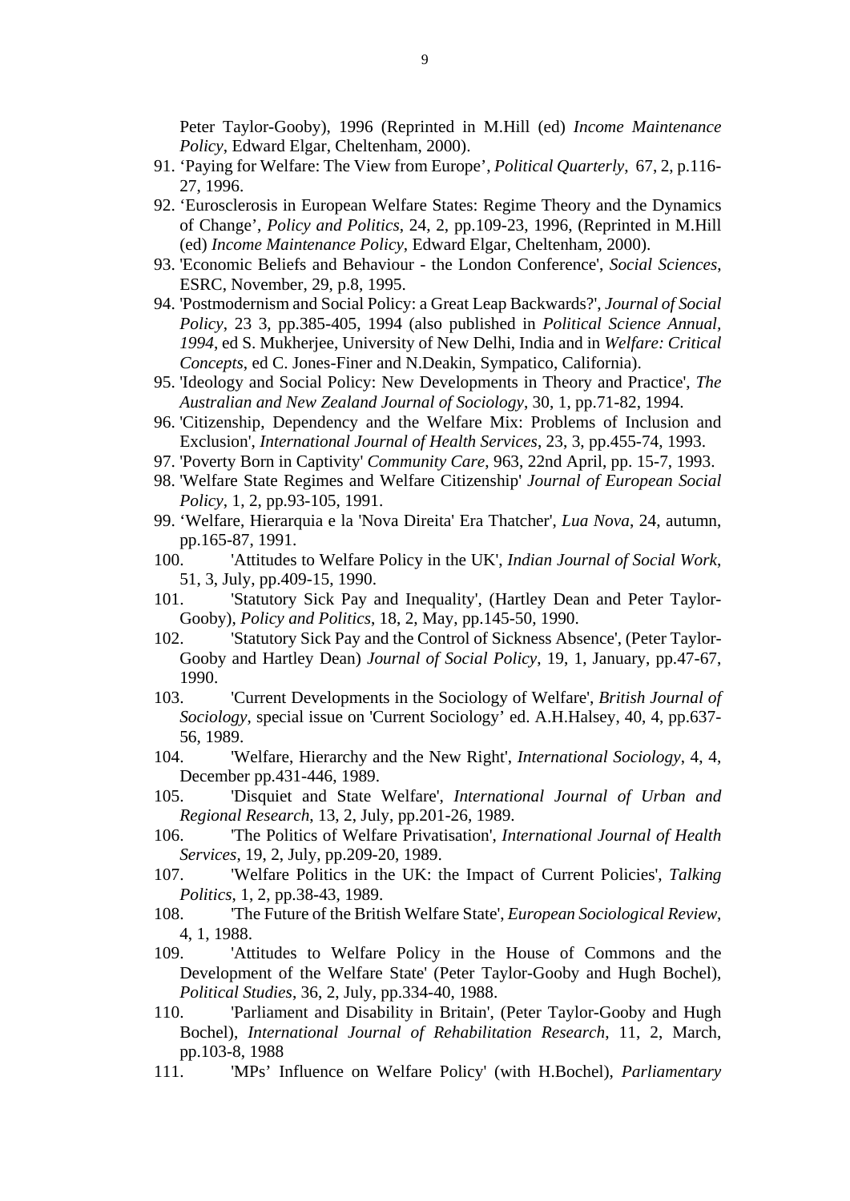Peter Taylor-Gooby), 1996 (Reprinted in M.Hill (ed) *Income Maintenance Policy*, Edward Elgar, Cheltenham, 2000).

91. 'Paying for Welfare: The View from Europe', *Political Quarterly*, 67, 2, p.116-27, 1996.
92. 'Eurosclerosis in European Welfare States: Regime Theory and the Dynamics of Change', *Policy and Politics*, 24, 2, pp.109-23, 1996, (Reprinted in M.Hill (ed) *Income Maintenance Policy*, Edward Elgar, Cheltenham, 2000).
93. 'Economic Beliefs and Behaviour - the London Conference', *Social Sciences*, ESRC, November, 29, p.8, 1995.
94. 'Postmodernism and Social Policy: a Great Leap Backwards?', *Journal of Social Policy*, 23 3, pp.385-405, 1994 (also published in *Political Science Annual, 1994*, ed S. Mukherjee, University of New Delhi, India and in *Welfare: Critical Concepts*, ed C. Jones-Finer and N.Deakin, Sympatico, California).
95. 'Ideology and Social Policy: New Developments in Theory and Practice', *The Australian and New Zealand Journal of Sociology*, 30, 1, pp.71-82, 1994.
96. 'Citizenship, Dependency and the Welfare Mix: Problems of Inclusion and Exclusion', *International Journal of Health Services*, 23, 3, pp.455-74, 1993.
97. 'Poverty Born in Captivity' *Community Care*, 963, 22nd April, pp. 15-7, 1993.
98. 'Welfare State Regimes and Welfare Citizenship' *Journal of European Social Policy*, 1, 2, pp.93-105, 1991.
99. 'Welfare, Hierarquia e la 'Nova Direita' Era Thatcher', *Lua Nova*, 24, autumn, pp.165-87, 1991.
100. 'Attitudes to Welfare Policy in the UK', *Indian Journal of Social Work*, 51, 3, July, pp.409-15, 1990.
101. 'Statutory Sick Pay and Inequality', (Hartley Dean and Peter Taylor-Gooby), *Policy and Politics*, 18, 2, May, pp.145-50, 1990.
102. 'Statutory Sick Pay and the Control of Sickness Absence', (Peter Taylor-Gooby and Hartley Dean) *Journal of Social Policy*, 19, 1, January, pp.47-67, 1990.
103. 'Current Developments in the Sociology of Welfare', *British Journal of Sociology*, special issue on 'Current Sociology' ed. A.H.Halsey, 40, 4, pp.637-56, 1989.
104. 'Welfare, Hierarchy and the New Right', *International Sociology*, 4, 4, December pp.431-446, 1989.
105. 'Disquiet and State Welfare', *International Journal of Urban and Regional Research*, 13, 2, July, pp.201-26, 1989.
106. 'The Politics of Welfare Privatisation', *International Journal of Health Services*, 19, 2, July, pp.209-20, 1989.
107. 'Welfare Politics in the UK: the Impact of Current Policies', *Talking Politics*, 1, 2, pp.38-43, 1989.
108. 'The Future of the British Welfare State', *European Sociological Review*, 4, 1, 1988.
109. 'Attitudes to Welfare Policy in the House of Commons and the Development of the Welfare State' (Peter Taylor-Gooby and Hugh Bochel), *Political Studies*, 36, 2, July, pp.334-40, 1988.
110. 'Parliament and Disability in Britain', (Peter Taylor-Gooby and Hugh Bochel), *International Journal of Rehabilitation Research*, 11, 2, March, pp.103-8, 1988
111. 'MPs' Influence on Welfare Policy' (with H.Bochel), *Parliamentary*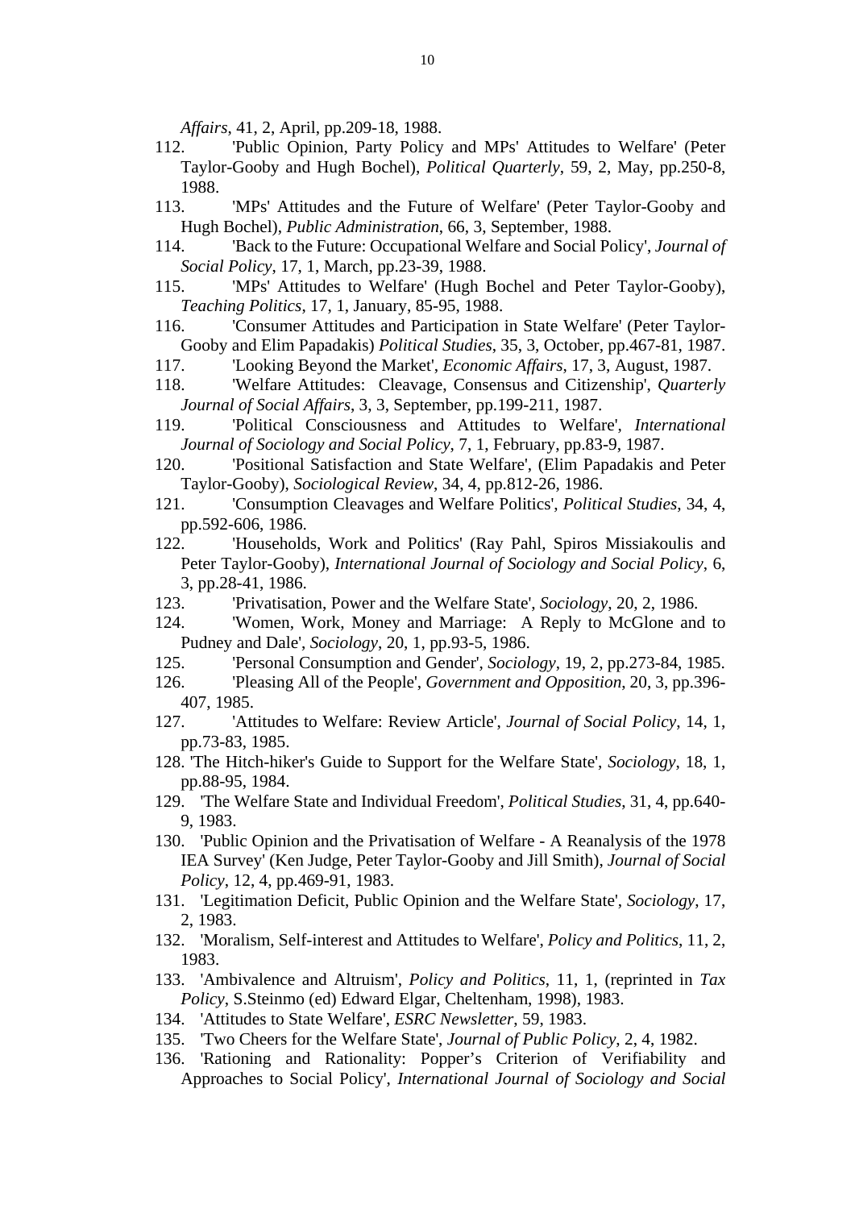*Affairs*, 41, 2, April, pp.209-18, 1988.

112. 'Public Opinion, Party Policy and MPs' Attitudes to Welfare' (Peter Taylor-Gooby and Hugh Bochel), *Political Quarterly*, 59, 2, May, pp.250-8, 1988.

113. 'MPs' Attitudes and the Future of Welfare' (Peter Taylor-Gooby and Hugh Bochel), *Public Administration*, 66, 3, September, 1988.

114. 'Back to the Future: Occupational Welfare and Social Policy', *Journal of Social Policy*, 17, 1, March, pp.23-39, 1988.

115. 'MPs' Attitudes to Welfare' (Hugh Bochel and Peter Taylor-Gooby), *Teaching Politics*, 17, 1, January, 85-95, 1988.

116. 'Consumer Attitudes and Participation in State Welfare' (Peter Taylor-Gooby and Elim Papadakis) *Political Studies*, 35, 3, October, pp.467-81, 1987.

117. 'Looking Beyond the Market', *Economic Affairs*, 17, 3, August, 1987.

118. 'Welfare Attitudes: Cleavage, Consensus and Citizenship', *Quarterly Journal of Social Affairs*, 3, 3, September, pp.199-211, 1987.

119. 'Political Consciousness and Attitudes to Welfare', *International Journal of Sociology and Social Policy*, 7, 1, February, pp.83-9, 1987.

120. 'Positional Satisfaction and State Welfare', (Elim Papadakis and Peter Taylor-Gooby), *Sociological Review*, 34, 4, pp.812-26, 1986.

121. 'Consumption Cleavages and Welfare Politics', *Political Studies*, 34, 4, pp.592-606, 1986.

122. 'Households, Work and Politics' (Ray Pahl, Spiros Missiakoulis and Peter Taylor-Gooby), *International Journal of Sociology and Social Policy*, 6, 3, pp.28-41, 1986.

123. 'Privatisation, Power and the Welfare State', *Sociology*, 20, 2, 1986.

124. 'Women, Work, Money and Marriage: A Reply to McGlone and to Pudney and Dale', *Sociology*, 20, 1, pp.93-5, 1986.

125. 'Personal Consumption and Gender', *Sociology*, 19, 2, pp.273-84, 1985.

126. 'Pleasing All of the People', *Government and Opposition*, 20, 3, pp.396-407, 1985.

127. 'Attitudes to Welfare: Review Article', *Journal of Social Policy*, 14, 1, pp.73-83, 1985.

128. 'The Hitch-hiker's Guide to Support for the Welfare State', *Sociology*, 18, 1, pp.88-95, 1984.

129. 'The Welfare State and Individual Freedom', *Political Studies*, 31, 4, pp.640-9, 1983.

130. 'Public Opinion and the Privatisation of Welfare - A Reanalysis of the 1978 IEA Survey' (Ken Judge, Peter Taylor-Gooby and Jill Smith), *Journal of Social Policy*, 12, 4, pp.469-91, 1983.

131. 'Legitimation Deficit, Public Opinion and the Welfare State', *Sociology*, 17, 2, 1983.

132. 'Moralism, Self-interest and Attitudes to Welfare', *Policy and Politics*, 11, 2, 1983.

133. 'Ambivalence and Altruism', *Policy and Politics*, 11, 1, (reprinted in *Tax Policy*, S.Steinmo (ed) Edward Elgar, Cheltenham, 1998), 1983.

134. 'Attitudes to State Welfare', *ESRC Newsletter*, 59, 1983.

135. 'Two Cheers for the Welfare State', *Journal of Public Policy*, 2, 4, 1982.

136. 'Rationing and Rationality: Popper's Criterion of Verifiability and Approaches to Social Policy', *International Journal of Sociology and Social*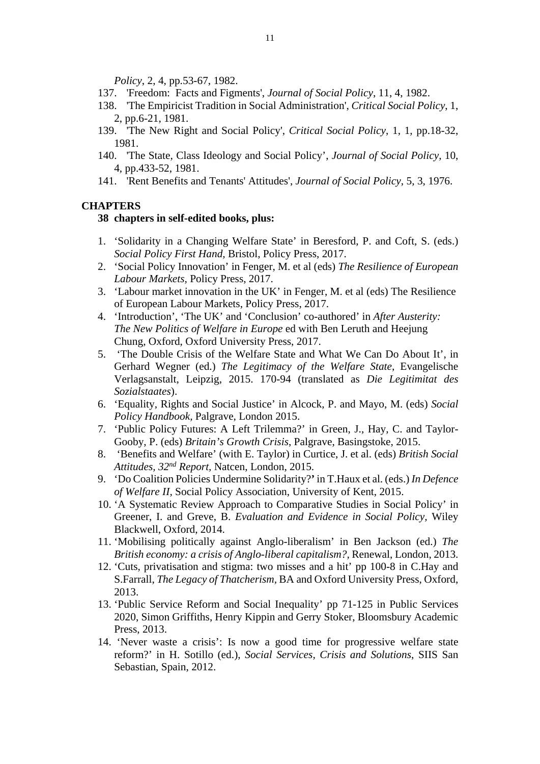*Policy*, 2, 4, pp.53-67, 1982.

137. 'Freedom: Facts and Figments', *Journal of Social Policy*, 11, 4, 1982.
138. 'The Empiricist Tradition in Social Administration', *Critical Social Policy*, 1, 2, pp.6-21, 1981.
139. 'The New Right and Social Policy', *Critical Social Policy*, 1, 1, pp.18-32, 1981.
140. 'The State, Class Ideology and Social Policy', *Journal of Social Policy*, 10, 4, pp.433-52, 1981.
141. 'Rent Benefits and Tenants' Attitudes', *Journal of Social Policy*, 5, 3, 1976.

## CHAPTERS

**38 chapters in self-edited books, plus:**

1. 'Solidarity in a Changing Welfare State' in Beresford, P. and Coft, S. (eds.) *Social Policy First Hand*, Bristol, Policy Press, 2017.
2. 'Social Policy Innovation' in Fenger, M. et al (eds) *The Resilience of European Labour Markets*, Policy Press, 2017.
3. 'Labour market innovation in the UK' in Fenger, M. et al (eds) The Resilience of European Labour Markets, Policy Press, 2017.
4. 'Introduction', 'The UK' and 'Conclusion' co-authored' in *After Austerity: The New Politics of Welfare in Europe* ed with Ben Leruth and Heejung Chung, Oxford, Oxford University Press, 2017.
5. 'The Double Crisis of the Welfare State and What We Can Do About It', in Gerhard Wegner (ed.) *The Legitimacy of the Welfare State*, Evangelische Verlagsanstalt, Leipzig, 2015. 170-94 (translated as *Die Legitimitat des Sozialstaates*).
6. 'Equality, Rights and Social Justice' in Alcock, P. and Mayo, M. (eds) *Social Policy Handbook*, Palgrave, London 2015.
7. 'Public Policy Futures: A Left Trilemma?' in Green, J., Hay, C. and Taylor-Gooby, P. (eds) *Britain's Growth Crisis*, Palgrave, Basingstoke, 2015.
8. 'Benefits and Welfare' (with E. Taylor) in Curtice, J. et al. (eds) *British Social Attitudes, 32nd Report*, Natcen, London, 2015.
9. 'Do Coalition Policies Undermine Solidarity?**'** in T.Haux et al. (eds.) *In Defence of Welfare II*, Social Policy Association, University of Kent, 2015.
10. 'A Systematic Review Approach to Comparative Studies in Social Policy' in Greener, I. and Greve, B. *Evaluation and Evidence in Social Policy*, Wiley Blackwell, Oxford, 2014.
11. 'Mobilising politically against Anglo-liberalism' in Ben Jackson (ed.) *The British economy: a crisis of Anglo-liberal capitalism?*, Renewal, London, 2013.
12. 'Cuts, privatisation and stigma: two misses and a hit' pp 100-8 in C.Hay and S.Farrall, *The Legacy of Thatcherism*, BA and Oxford University Press, Oxford, 2013.
13. 'Public Service Reform and Social Inequality' pp 71-125 in Public Services 2020, Simon Griffiths, Henry Kippin and Gerry Stoker, Bloomsbury Academic Press, 2013.
14. 'Never waste a crisis': Is now a good time for progressive welfare state reform?' in H. Sotillo (ed.), *Social Services, Crisis and Solutions*, SIIS San Sebastian, Spain, 2012.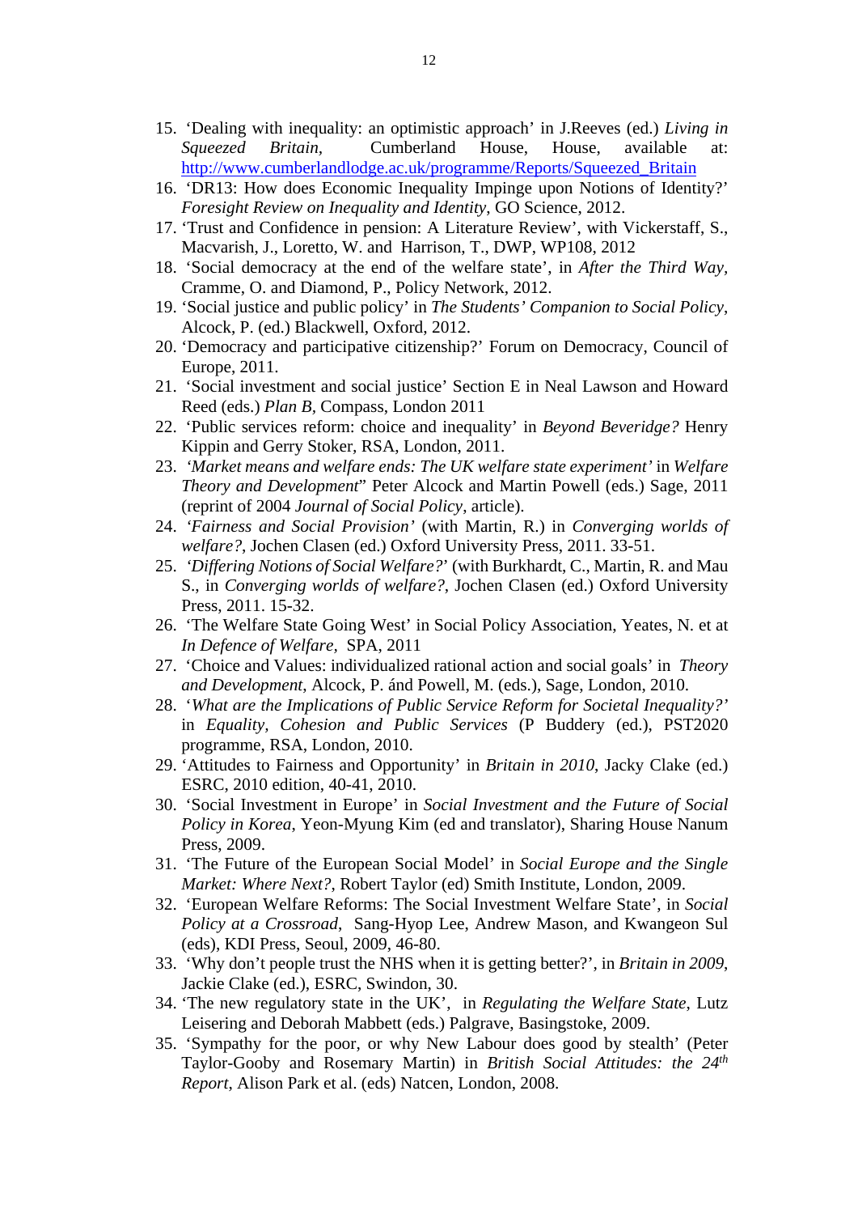15. 'Dealing with inequality: an optimistic approach' in J.Reeves (ed.) *Living in Squeezed Britain*, Cumberland House, House, available at: http://www.cumberlandlodge.ac.uk/programme/Reports/Squeezed_Britain
16. 'DR13: How does Economic Inequality Impinge upon Notions of Identity?' *Foresight Review on Inequality and Identity*, GO Science, 2012.
17. 'Trust and Confidence in pension: A Literature Review', with Vickerstaff, S., Macvarish, J., Loretto, W. and Harrison, T., DWP, WP108, 2012
18. 'Social democracy at the end of the welfare state', in *After the Third Way*, Cramme, O. and Diamond, P., Policy Network, 2012.
19. 'Social justice and public policy' in *The Students' Companion to Social Policy*, Alcock, P. (ed.) Blackwell, Oxford, 2012.
20. 'Democracy and participative citizenship?' Forum on Democracy, Council of Europe, 2011.
21. 'Social investment and social justice' Section E in Neal Lawson and Howard Reed (eds.) *Plan B*, Compass, London 2011
22. 'Public services reform: choice and inequality' in *Beyond Beveridge?* Henry Kippin and Gerry Stoker, RSA, London, 2011.
23. *'Market means and welfare ends: The UK welfare state experiment'* in *Welfare Theory and Development*" Peter Alcock and Martin Powell (eds.) Sage, 2011 (reprint of 2004 *Journal of Social Policy*, article).
24. *'Fairness and Social Provision'* (with Martin, R.) in *Converging worlds of welfare?*, Jochen Clasen (ed.) Oxford University Press, 2011. 33-51.
25. *'Differing Notions of Social Welfare?*' (with Burkhardt, C., Martin, R. and Mau S., in *Converging worlds of welfare?*, Jochen Clasen (ed.) Oxford University Press, 2011. 15-32.
26. 'The Welfare State Going West' in Social Policy Association, Yeates, N. et at *In Defence of Welfare*, SPA, 2011
27. 'Choice and Values: individualized rational action and social goals' in *Theory and Development*, Alcock, P. ánd Powell, M. (eds.), Sage, London, 2010.
28. '*What are the Implications of Public Service Reform for Societal Inequality?*' in *Equality, Cohesion and Public Services* (P Buddery (ed.), PST2020 programme, RSA, London, 2010.
29. 'Attitudes to Fairness and Opportunity' in *Britain in 2010*, Jacky Clake (ed.) ESRC, 2010 edition, 40-41, 2010.
30. 'Social Investment in Europe' in *Social Investment and the Future of Social Policy in Korea*, Yeon-Myung Kim (ed and translator), Sharing House Nanum Press, 2009.
31. 'The Future of the European Social Model' in *Social Europe and the Single Market: Where Next?*, Robert Taylor (ed) Smith Institute, London, 2009.
32. 'European Welfare Reforms: The Social Investment Welfare State', in *Social Policy at a Crossroad*, Sang-Hyop Lee, Andrew Mason, and Kwangeon Sul (eds), KDI Press, Seoul, 2009, 46-80.
33. 'Why don't people trust the NHS when it is getting better?', in *Britain in 2009*, Jackie Clake (ed.), ESRC, Swindon, 30.
34. 'The new regulatory state in the UK', in *Regulating the Welfare State*, Lutz Leisering and Deborah Mabbett (eds.) Palgrave, Basingstoke, 2009.
35. 'Sympathy for the poor, or why New Labour does good by stealth' (Peter Taylor-Gooby and Rosemary Martin) in *British Social Attitudes: the 24th Report*, Alison Park et al. (eds) Natcen, London, 2008.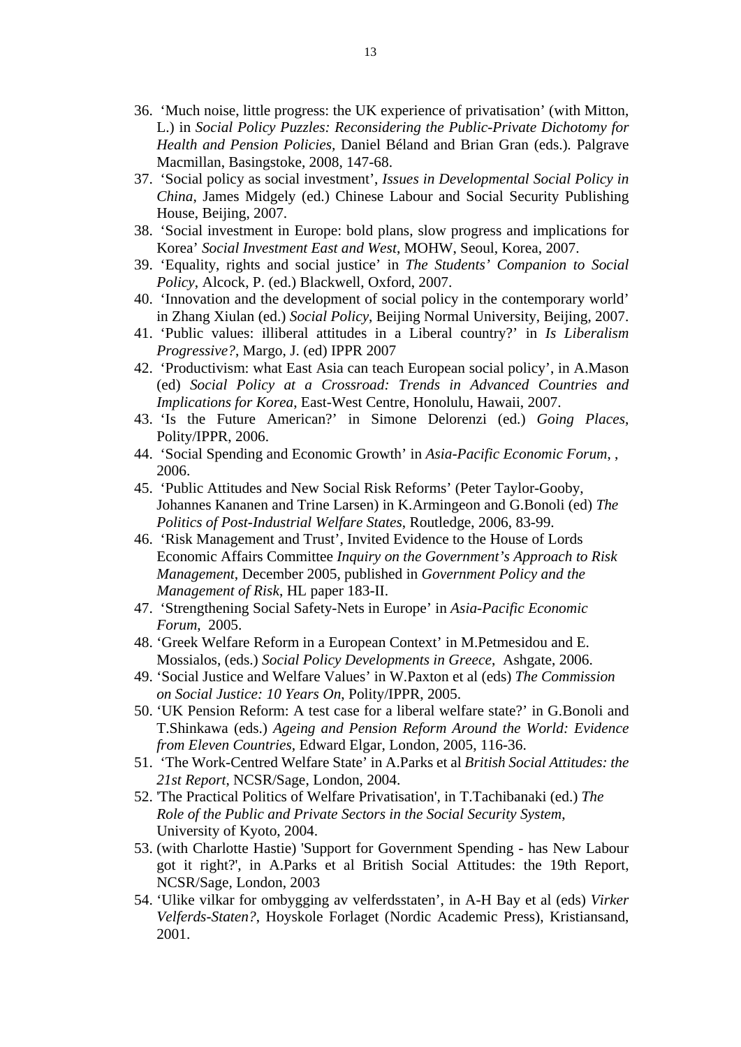36. 'Much noise, little progress: the UK experience of privatisation' (with Mitton, L.) in *Social Policy Puzzles: Reconsidering the Public-Private Dichotomy for Health and Pension Policies,* Daniel Béland and Brian Gran (eds.). Palgrave Macmillan, Basingstoke, 2008, 147-68.
37. 'Social policy as social investment', *Issues in Developmental Social Policy in China*, James Midgely (ed.) Chinese Labour and Social Security Publishing House, Beijing, 2007.
38. 'Social investment in Europe: bold plans, slow progress and implications for Korea' *Social Investment East and West*, MOHW, Seoul, Korea, 2007.
39. 'Equality, rights and social justice' in *The Students' Companion to Social Policy*, Alcock, P. (ed.) Blackwell, Oxford, 2007.
40. 'Innovation and the development of social policy in the contemporary world' in Zhang Xiulan (ed.) *Social Policy*, Beijing Normal University, Beijing, 2007.
41. 'Public values: illiberal attitudes in a Liberal country?' in *Is Liberalism Progressive?*, Margo, J. (ed) IPPR 2007
42. 'Productivism: what East Asia can teach European social policy', in A.Mason (ed) *Social Policy at a Crossroad: Trends in Advanced Countries and Implications for Korea*, East-West Centre, Honolulu, Hawaii, 2007.
43. 'Is the Future American?' in Simone Delorenzi (ed.) *Going Places*, Polity/IPPR, 2006.
44. 'Social Spending and Economic Growth' in *Asia-Pacific Economic Forum*, , 2006.
45. 'Public Attitudes and New Social Risk Reforms' (Peter Taylor-Gooby, Johannes Kananen and Trine Larsen) in K.Armingeon and G.Bonoli (ed) *The Politics of Post-Industrial Welfare States*, Routledge, 2006, 83-99.
46. 'Risk Management and Trust', Invited Evidence to the House of Lords Economic Affairs Committee *Inquiry on the Government's Approach to Risk Management*, December 2005, published in *Government Policy and the Management of Risk*, HL paper 183-II.
47. 'Strengthening Social Safety-Nets in Europe' in *Asia-Pacific Economic Forum*, 2005.
48. 'Greek Welfare Reform in a European Context' in M.Petmesidou and E. Mossialos, (eds.) *Social Policy Developments in Greece*, Ashgate, 2006.
49. 'Social Justice and Welfare Values' in W.Paxton et al (eds) *The Commission on Social Justice: 10 Years On*, Polity/IPPR, 2005.
50. 'UK Pension Reform: A test case for a liberal welfare state?' in G.Bonoli and T.Shinkawa (eds.) *Ageing and Pension Reform Around the World: Evidence from Eleven Countries*, Edward Elgar, London, 2005, 116-36.
51. 'The Work-Centred Welfare State' in A.Parks et al *British Social Attitudes: the 21st Report*, NCSR/Sage, London, 2004.
52. 'The Practical Politics of Welfare Privatisation', in T.Tachibanaki (ed.) *The Role of the Public and Private Sectors in the Social Security System*, University of Kyoto, 2004.
53. (with Charlotte Hastie) 'Support for Government Spending - has New Labour got it right?', in A.Parks et al British Social Attitudes: the 19th Report, NCSR/Sage, London, 2003
54. 'Ulike vilkar for ombygging av velferdsstaten', in A-H Bay et al (eds) *Virker Velferds-Staten?*, Hoyskole Forlaget (Nordic Academic Press), Kristiansand, 2001.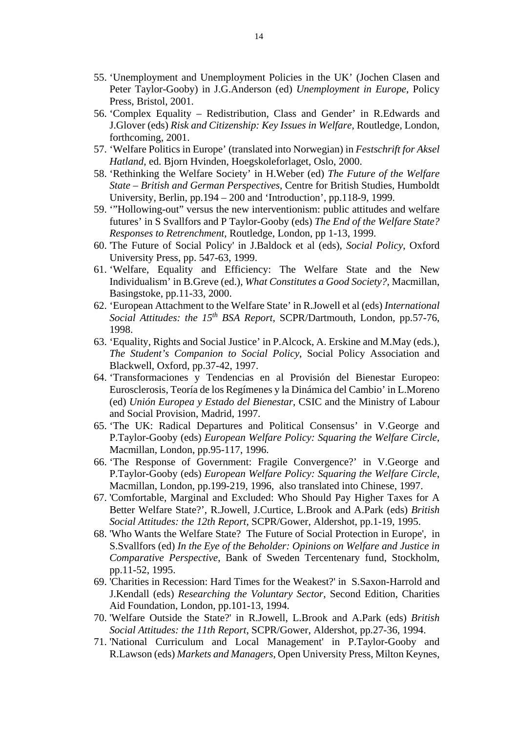55. 'Unemployment and Unemployment Policies in the UK' (Jochen Clasen and Peter Taylor-Gooby) in J.G.Anderson (ed) *Unemployment in Europe*, Policy Press, Bristol, 2001.
56. 'Complex Equality – Redistribution, Class and Gender' in R.Edwards and J.Glover (eds) *Risk and Citizenship: Key Issues in Welfare*, Routledge, London, forthcoming, 2001.
57. 'Welfare Politics in Europe' (translated into Norwegian) in *Festschrift for Aksel Hatland*, ed. Bjorn Hvinden, Hoegskoleforlaget, Oslo, 2000.
58. 'Rethinking the Welfare Society' in H.Weber (ed) *The Future of the Welfare State – British and German Perspectives*, Centre for British Studies, Humboldt University, Berlin, pp.194 – 200 and 'Introduction', pp.118-9, 1999.
59. '"Hollowing-out" versus the new interventionism: public attitudes and welfare futures' in S Svallfors and P Taylor-Gooby (eds) *The End of the Welfare State? Responses to Retrenchment*, Routledge, London, pp 1-13, 1999.
60. 'The Future of Social Policy' in J.Baldock et al (eds), *Social Policy*, Oxford University Press, pp. 547-63, 1999.
61. 'Welfare, Equality and Efficiency: The Welfare State and the New Individualism' in B.Greve (ed.), *What Constitutes a Good Society?*, Macmillan, Basingstoke, pp.11-33, 2000.
62. 'European Attachment to the Welfare State' in R.Jowell et al (eds) *International Social Attitudes: the 15th BSA Report*, SCPR/Dartmouth, London, pp.57-76, 1998.
63. 'Equality, Rights and Social Justice' in P.Alcock, A. Erskine and M.May (eds.), *The Student's Companion to Social Policy*, Social Policy Association and Blackwell, Oxford, pp.37-42, 1997.
64. 'Transformaciones y Tendencias en al Provisión del Bienestar Europeo: Eurosclerosis, Teoría de los Regímenes y la Dinámica del Cambio' in L.Moreno (ed) *Unión Europea y Estado del Bienestar*, CSIC and the Ministry of Labour and Social Provision, Madrid, 1997.
65. 'The UK: Radical Departures and Political Consensus' in V.George and P.Taylor-Gooby (eds) *European Welfare Policy: Squaring the Welfare Circle*, Macmillan, London, pp.95-117, 1996.
66. 'The Response of Government: Fragile Convergence?' in V.George and P.Taylor-Gooby (eds) *European Welfare Policy: Squaring the Welfare Circle*, Macmillan, London, pp.199-219, 1996, also translated into Chinese, 1997.
67. 'Comfortable, Marginal and Excluded: Who Should Pay Higher Taxes for A Better Welfare State?', R.Jowell, J.Curtice, L.Brook and A.Park (eds) *British Social Attitudes: the 12th Report*, SCPR/Gower, Aldershot, pp.1-19, 1995.
68. 'Who Wants the Welfare State? The Future of Social Protection in Europe', in S.Svallfors (ed) *In the Eye of the Beholder: Opinions on Welfare and Justice in Comparative Perspective*, Bank of Sweden Tercentenary fund, Stockholm, pp.11-52, 1995.
69. 'Charities in Recession: Hard Times for the Weakest?' in S.Saxon-Harrold and J.Kendall (eds) *Researching the Voluntary Sector*, Second Edition, Charities Aid Foundation, London, pp.101-13, 1994.
70. 'Welfare Outside the State?' in R.Jowell, L.Brook and A.Park (eds) *British Social Attitudes: the 11th Report*, SCPR/Gower, Aldershot, pp.27-36, 1994.
71. 'National Curriculum and Local Management' in P.Taylor-Gooby and R.Lawson (eds) *Markets and Managers*, Open University Press, Milton Keynes,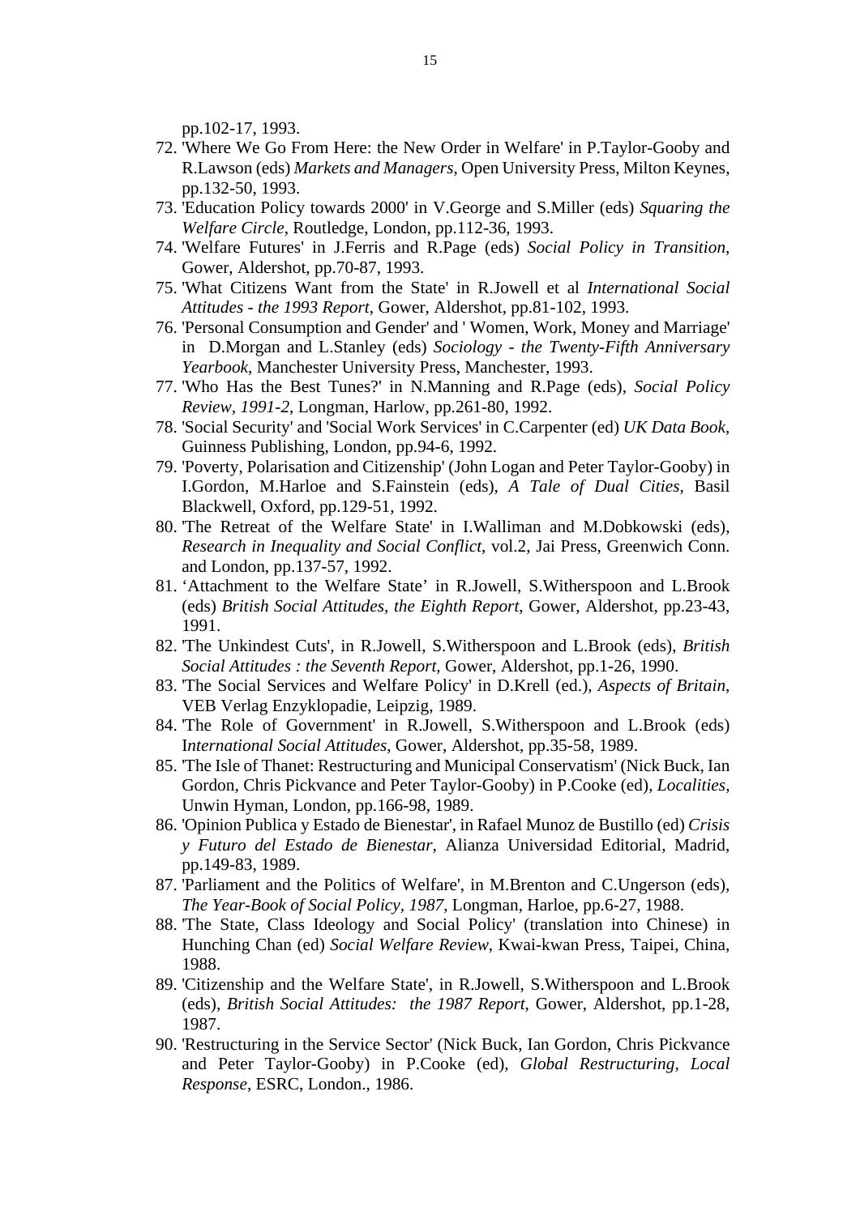pp.102-17, 1993.

72. 'Where We Go From Here: the New Order in Welfare' in P.Taylor-Gooby and R.Lawson (eds) *Markets and Managers*, Open University Press, Milton Keynes, pp.132-50, 1993.
73. 'Education Policy towards 2000' in V.George and S.Miller (eds) *Squaring the Welfare Circle*, Routledge, London, pp.112-36, 1993.
74. 'Welfare Futures' in J.Ferris and R.Page (eds) *Social Policy in Transition*, Gower, Aldershot, pp.70-87, 1993.
75. 'What Citizens Want from the State' in R.Jowell et al *International Social Attitudes - the 1993 Report*, Gower, Aldershot, pp.81-102, 1993.
76. 'Personal Consumption and Gender' and ' Women, Work, Money and Marriage' in D.Morgan and L.Stanley (eds) *Sociology - the Twenty-Fifth Anniversary Yearbook*, Manchester University Press, Manchester, 1993.
77. 'Who Has the Best Tunes?' in N.Manning and R.Page (eds), *Social Policy Review, 1991-2*, Longman, Harlow, pp.261-80, 1992.
78. 'Social Security' and 'Social Work Services' in C.Carpenter (ed) *UK Data Book*, Guinness Publishing, London, pp.94-6, 1992.
79. 'Poverty, Polarisation and Citizenship' (John Logan and Peter Taylor-Gooby) in I.Gordon, M.Harloe and S.Fainstein (eds), *A Tale of Dual Cities*, Basil Blackwell, Oxford, pp.129-51, 1992.
80. 'The Retreat of the Welfare State' in I.Walliman and M.Dobkowski (eds), *Research in Inequality and Social Conflict*, vol.2, Jai Press, Greenwich Conn. and London, pp.137-57, 1992.
81. 'Attachment to the Welfare State' in R.Jowell, S.Witherspoon and L.Brook (eds) *British Social Attitudes, the Eighth Report*, Gower, Aldershot, pp.23-43, 1991.
82. 'The Unkindest Cuts', in R.Jowell, S.Witherspoon and L.Brook (eds), *British Social Attitudes : the Seventh Report*, Gower, Aldershot, pp.1-26, 1990.
83. 'The Social Services and Welfare Policy' in D.Krell (ed.), *Aspects of Britain*, VEB Verlag Enzyklopadie, Leipzig, 1989.
84. 'The Role of Government' in R.Jowell, S.Witherspoon and L.Brook (eds) I*nternational Social Attitudes*, Gower, Aldershot, pp.35-58, 1989.
85. 'The Isle of Thanet: Restructuring and Municipal Conservatism' (Nick Buck, Ian Gordon, Chris Pickvance and Peter Taylor-Gooby) in P.Cooke (ed), *Localities*, Unwin Hyman, London, pp.166-98, 1989.
86. 'Opinion Publica y Estado de Bienestar', in Rafael Munoz de Bustillo (ed) *Crisis y Futuro del Estado de Bienestar*, Alianza Universidad Editorial, Madrid, pp.149-83, 1989.
87. 'Parliament and the Politics of Welfare', in M.Brenton and C.Ungerson (eds), *The Year-Book of Social Policy, 1987*, Longman, Harloe, pp.6-27, 1988.
88. 'The State, Class Ideology and Social Policy' (translation into Chinese) in Hunching Chan (ed) *Social Welfare Review*, Kwai-kwan Press, Taipei, China, 1988.
89. 'Citizenship and the Welfare State', in R.Jowell, S.Witherspoon and L.Brook (eds), *British Social Attitudes: the 1987 Report*, Gower, Aldershot, pp.1-28, 1987.
90. 'Restructuring in the Service Sector' (Nick Buck, Ian Gordon, Chris Pickvance and Peter Taylor-Gooby) in P.Cooke (ed), *Global Restructuring, Local Response*, ESRC, London., 1986.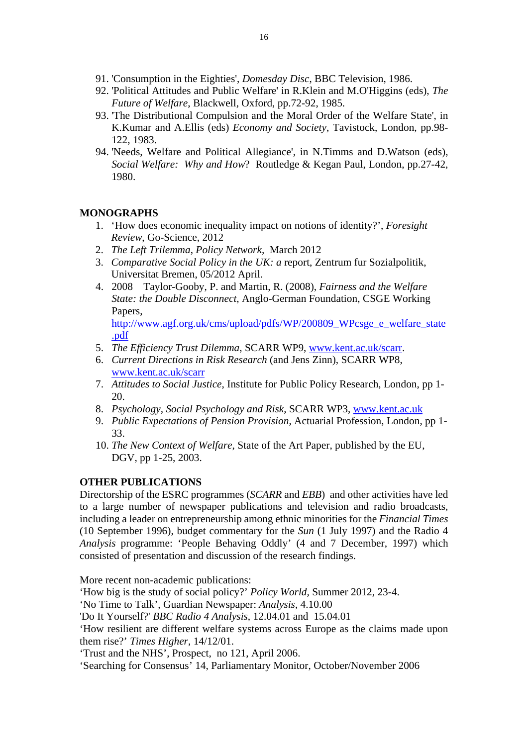91. 'Consumption in the Eighties', *Domesday Disc*, BBC Television, 1986.
92. 'Political Attitudes and Public Welfare' in R.Klein and M.O'Higgins (eds), *The Future of Welfare*, Blackwell, Oxford, pp.72-92, 1985.
93. 'The Distributional Compulsion and the Moral Order of the Welfare State', in K.Kumar and A.Ellis (eds) *Economy and Society*, Tavistock, London, pp.98-122, 1983.
94. 'Needs, Welfare and Political Allegiance', in N.Timms and D.Watson (eds), *Social Welfare: Why and How*? Routledge & Kegan Paul, London, pp.27-42, 1980.

**MONOGRAPHS**

1. 'How does economic inequality impact on notions of identity?', *Foresight Review*, Go-Science, 2012
2. *The Left Trilemma*, *Policy Network,* March 2012
3. *Comparative Social Policy in the UK: a* report, Zentrum fur Sozialpolitik, Universitat Bremen, 05/2012 April.
4. 2008 Taylor-Gooby, P. and Martin, R. (2008), *Fairness and the Welfare State: the Double Disconnect,* Anglo-German Foundation, CSGE Working Papers, http://www.agf.org.uk/cms/upload/pdfs/WP/200809_WPcsge_e_welfare_state.pdf
5. *The Efficiency Trust Dilemma*, SCARR WP9, www.kent.ac.uk/scarr.
6. *Current Directions in Risk Research* (and Jens Zinn), SCARR WP8, www.kent.ac.uk/scarr
7. *Attitudes to Social Justice*, Institute for Public Policy Research, London, pp 1-20.
8. *Psychology, Social Psychology and Risk*, SCARR WP3, www.kent.ac.uk
9. *Public Expectations of Pension Provision*, Actuarial Profession, London, pp 1-33.
10. *The New Context of Welfare*, State of the Art Paper, published by the EU, DGV, pp 1-25, 2003.

**OTHER PUBLICATIONS**

Directorship of the ESRC programmes (*SCARR* and *EBB*) and other activities have led to a large number of newspaper publications and television and radio broadcasts, including a leader on entrepreneurship among ethnic minorities for the *Financial Times* (10 September 1996), budget commentary for the *Sun* (1 July 1997) and the Radio 4 *Analysis* programme: 'People Behaving Oddly' (4 and 7 December, 1997) which consisted of presentation and discussion of the research findings.

More recent non-academic publications:
'How big is the study of social policy?' *Policy World*, Summer 2012, 23-4.
'No Time to Talk', Guardian Newspaper: *Analysis*, 4.10.00
'Do It Yourself?' *BBC Radio 4 Analysis*, 12.04.01 and 15.04.01
'How resilient are different welfare systems across Europe as the claims made upon them rise?' *Times Higher*, 14/12/01.
'Trust and the NHS', Prospect, no 121, April 2006.
'Searching for Consensus' 14, Parliamentary Monitor, October/November 2006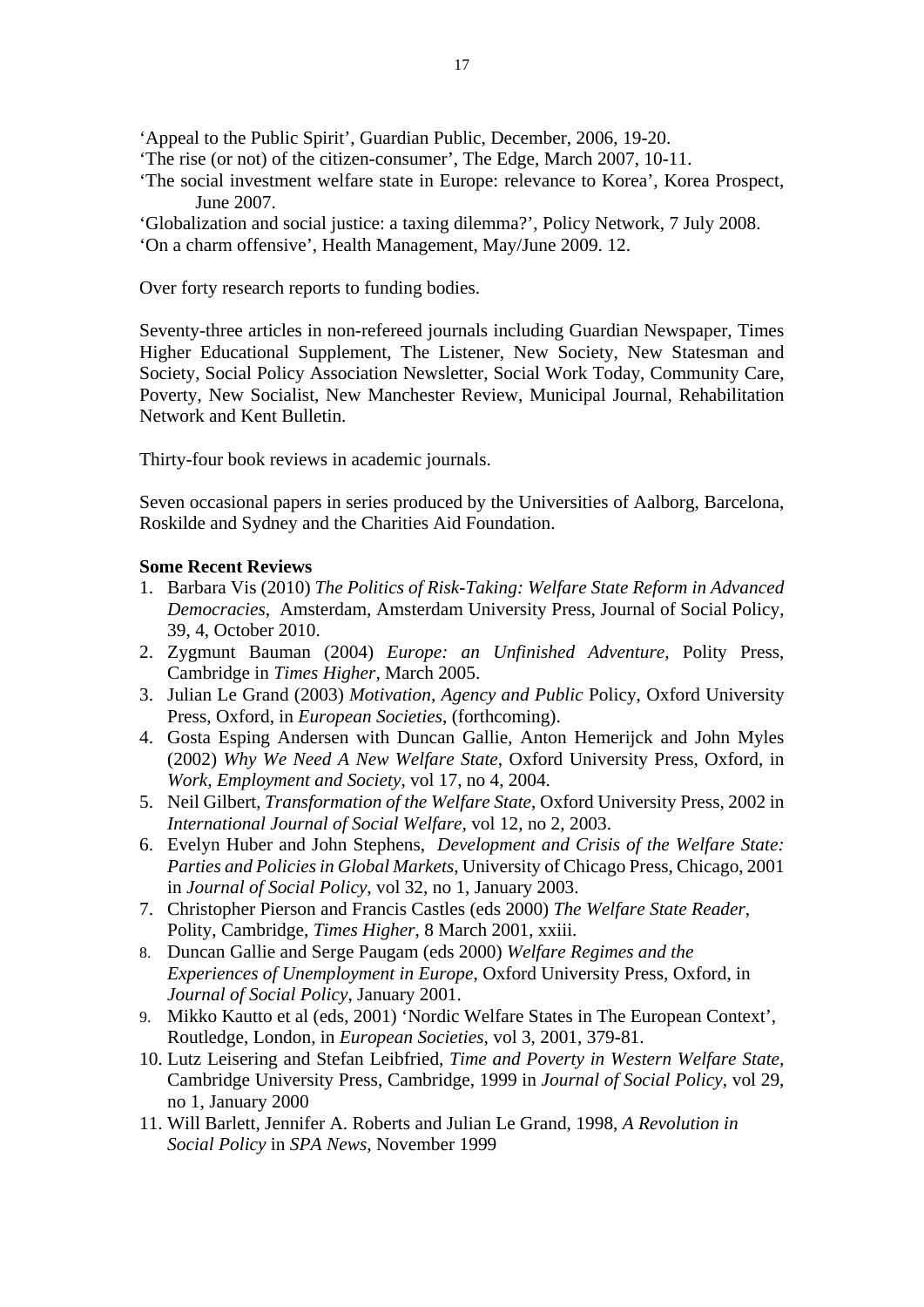'Appeal to the Public Spirit', Guardian Public, December, 2006, 19-20.
'The rise (or not) of the citizen-consumer', The Edge, March 2007, 10-11.
'The social investment welfare state in Europe: relevance to Korea', Korea Prospect, June 2007.
'Globalization and social justice: a taxing dilemma?', Policy Network, 7 July 2008.
'On a charm offensive', Health Management, May/June 2009. 12.

Over forty research reports to funding bodies.

Seventy-three articles in non-refereed journals including Guardian Newspaper, Times Higher Educational Supplement, The Listener, New Society, New Statesman and Society, Social Policy Association Newsletter, Social Work Today, Community Care, Poverty, New Socialist, New Manchester Review, Municipal Journal, Rehabilitation Network and Kent Bulletin.

Thirty-four book reviews in academic journals.

Seven occasional papers in series produced by the Universities of Aalborg, Barcelona, Roskilde and Sydney and the Charities Aid Foundation.

**Some Recent Reviews**

1. Barbara Vis (2010) *The Politics of Risk-Taking: Welfare State Reform in Advanced Democracies*, Amsterdam, Amsterdam University Press, Journal of Social Policy, 39, 4, October 2010.
2. Zygmunt Bauman (2004) *Europe: an Unfinished Adventure*, Polity Press, Cambridge in *Times Higher*, March 2005.
3. Julian Le Grand (2003) *Motivation, Agency and Public* Policy, Oxford University Press, Oxford, in *European Societies*, (forthcoming).
4. Gosta Esping Andersen with Duncan Gallie, Anton Hemerijck and John Myles (2002) *Why We Need A New Welfare State*, Oxford University Press, Oxford, in *Work, Employment and Society*, vol 17, no 4, 2004.
5. Neil Gilbert, *Transformation of the Welfare State*, Oxford University Press, 2002 in *International Journal of Social Welfare*, vol 12, no 2, 2003.
6. Evelyn Huber and John Stephens, *Development and Crisis of the Welfare State: Parties and Policies in Global Markets*, University of Chicago Press, Chicago, 2001 in *Journal of Social Policy*, vol 32, no 1, January 2003.
7. Christopher Pierson and Francis Castles (eds 2000) *The Welfare State Reader*, Polity, Cambridge, *Times Higher*, 8 March 2001, xxiii.
8. Duncan Gallie and Serge Paugam (eds 2000) *Welfare Regimes and the Experiences of Unemployment in Europe*, Oxford University Press, Oxford, in *Journal of Social Policy*, January 2001.
9. Mikko Kautto et al (eds, 2001) 'Nordic Welfare States in The European Context', Routledge, London, in *European Societies*, vol 3, 2001, 379-81.
10. Lutz Leisering and Stefan Leibfried, *Time and Poverty in Western Welfare State*, Cambridge University Press, Cambridge, 1999 in *Journal of Social Policy*, vol 29, no 1, January 2000
11. Will Barlett, Jennifer A. Roberts and Julian Le Grand, 1998, *A Revolution in Social Policy* in *SPA News*, November 1999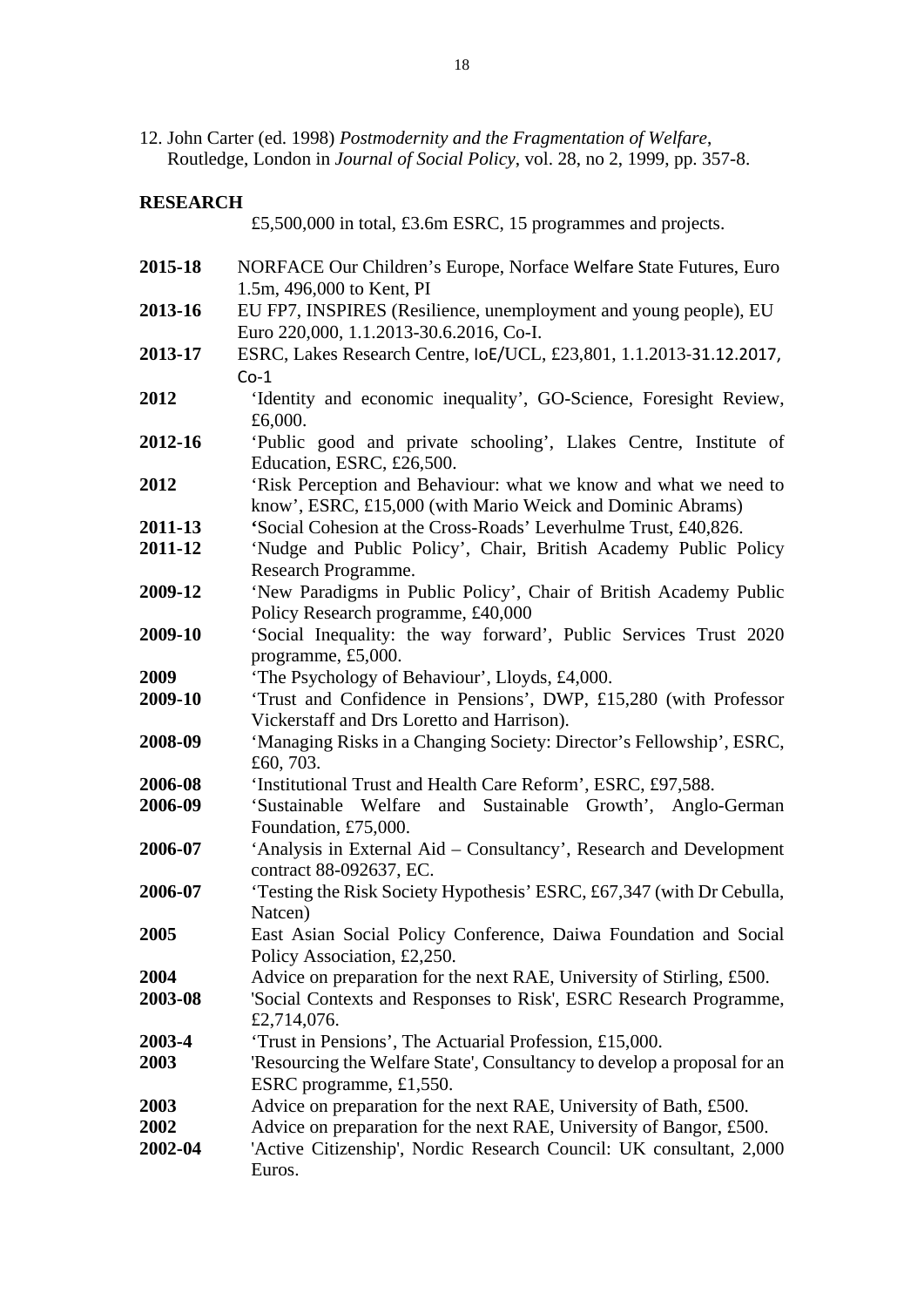12. John Carter (ed. 1998) *Postmodernity and the Fragmentation of Welfare*, Routledge, London in *Journal of Social Policy*, vol. 28, no 2, 1999, pp. 357-8.

**RESEARCH**

£5,500,000 in total, £3.6m ESRC, 15 programmes and projects.

**2015-18** NORFACE Our Children's Europe, Norface Welfare State Futures, Euro 1.5m, 496,000 to Kent, PI

**2013-16** EU FP7, INSPIRES (Resilience, unemployment and young people), EU Euro 220,000, 1.1.2013-30.6.2016, Co-I.

**2013-17** ESRC, Lakes Research Centre, IoE/UCL, £23,801, 1.1.2013-31.12.2017, Co-1

**2012** 'Identity and economic inequality', GO-Science, Foresight Review, £6,000.

**2012-16** 'Public good and private schooling', Llakes Centre, Institute of Education, ESRC, £26,500.

**2012** 'Risk Perception and Behaviour: what we know and what we need to know', ESRC, £15,000 (with Mario Weick and Dominic Abrams)

**2011-13** 'Social Cohesion at the Cross-Roads' Leverhulme Trust, £40,826.

**2011-12** 'Nudge and Public Policy', Chair, British Academy Public Policy Research Programme.

**2009-12** 'New Paradigms in Public Policy', Chair of British Academy Public Policy Research programme, £40,000

**2009-10** 'Social Inequality: the way forward', Public Services Trust 2020 programme, £5,000.

**2009** 'The Psychology of Behaviour', Lloyds, £4,000.

**2009-10** 'Trust and Confidence in Pensions', DWP, £15,280 (with Professor Vickerstaff and Drs Loretto and Harrison).

**2008-09** 'Managing Risks in a Changing Society: Director's Fellowship', ESRC, £60, 703.

**2006-08** 'Institutional Trust and Health Care Reform', ESRC, £97,588.

**2006-09** 'Sustainable Welfare and Sustainable Growth', Anglo-German Foundation, £75,000.

**2006-07** 'Analysis in External Aid – Consultancy', Research and Development contract 88-092637, EC.

**2006-07** 'Testing the Risk Society Hypothesis' ESRC, £67,347 (with Dr Cebulla, Natcen)

**2005** East Asian Social Policy Conference, Daiwa Foundation and Social Policy Association, £2,250.

**2004** Advice on preparation for the next RAE, University of Stirling, £500.

**2003-08** 'Social Contexts and Responses to Risk', ESRC Research Programme, £2,714,076.

**2003-4** 'Trust in Pensions', The Actuarial Profession, £15,000.

**2003** 'Resourcing the Welfare State', Consultancy to develop a proposal for an ESRC programme, £1,550.

**2003** Advice on preparation for the next RAE, University of Bath, £500.

**2002** Advice on preparation for the next RAE, University of Bangor, £500.

**2002-04** 'Active Citizenship', Nordic Research Council: UK consultant, 2,000 Euros.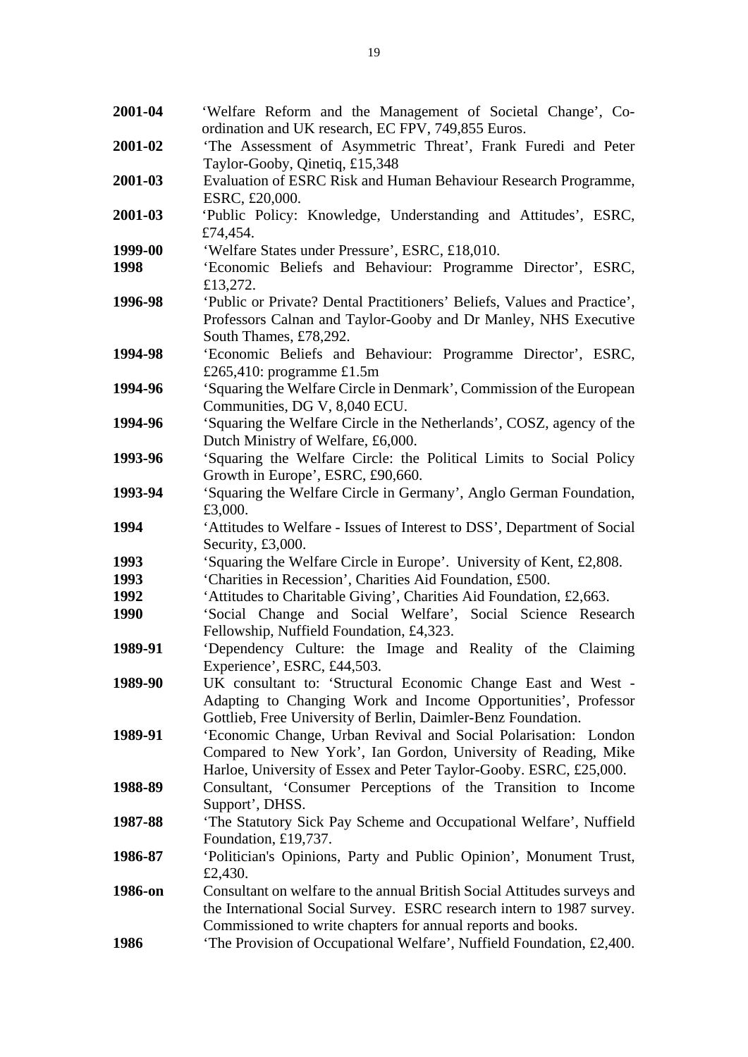**2001-04** 'Welfare Reform and the Management of Societal Change', Co-ordination and UK research, EC FPV, 749,855 Euros.

**2001-02** 'The Assessment of Asymmetric Threat', Frank Furedi and Peter Taylor-Gooby, Qinetiq, £15,348

**2001-03** Evaluation of ESRC Risk and Human Behaviour Research Programme, ESRC, £20,000.

**2001-03** 'Public Policy: Knowledge, Understanding and Attitudes', ESRC, £74,454.

**1999-00** 'Welfare States under Pressure', ESRC, £18,010.

**1998** 'Economic Beliefs and Behaviour: Programme Director', ESRC, £13,272.

**1996-98** 'Public or Private? Dental Practitioners' Beliefs, Values and Practice', Professors Calnan and Taylor-Gooby and Dr Manley, NHS Executive South Thames, £78,292.

**1994-98** 'Economic Beliefs and Behaviour: Programme Director', ESRC, £265,410: programme £1.5m

**1994-96** 'Squaring the Welfare Circle in Denmark', Commission of the European Communities, DG V, 8,040 ECU.

**1994-96** 'Squaring the Welfare Circle in the Netherlands', COSZ, agency of the Dutch Ministry of Welfare, £6,000.

**1993-96** 'Squaring the Welfare Circle: the Political Limits to Social Policy Growth in Europe', ESRC, £90,660.

**1993-94** 'Squaring the Welfare Circle in Germany', Anglo German Foundation, £3,000.

**1994** 'Attitudes to Welfare - Issues of Interest to DSS', Department of Social Security, £3,000.

**1993** 'Squaring the Welfare Circle in Europe'. University of Kent, £2,808.

**1993** 'Charities in Recession', Charities Aid Foundation, £500.

**1992** 'Attitudes to Charitable Giving', Charities Aid Foundation, £2,663.

**1990** 'Social Change and Social Welfare', Social Science Research Fellowship, Nuffield Foundation, £4,323.

**1989-91** 'Dependency Culture: the Image and Reality of the Claiming Experience', ESRC, £44,503.

**1989-90** UK consultant to: 'Structural Economic Change East and West - Adapting to Changing Work and Income Opportunities', Professor Gottlieb, Free University of Berlin, Daimler-Benz Foundation.

**1989-91** 'Economic Change, Urban Revival and Social Polarisation: London Compared to New York', Ian Gordon, University of Reading, Mike Harloe, University of Essex and Peter Taylor-Gooby. ESRC, £25,000.

**1988-89** Consultant, 'Consumer Perceptions of the Transition to Income Support', DHSS.

**1987-88** 'The Statutory Sick Pay Scheme and Occupational Welfare', Nuffield Foundation, £19,737.

**1986-87** 'Politician's Opinions, Party and Public Opinion', Monument Trust, £2,430.

**1986-on** Consultant on welfare to the annual British Social Attitudes surveys and the International Social Survey. ESRC research intern to 1987 survey. Commissioned to write chapters for annual reports and books.

**1986** 'The Provision of Occupational Welfare', Nuffield Foundation, £2,400.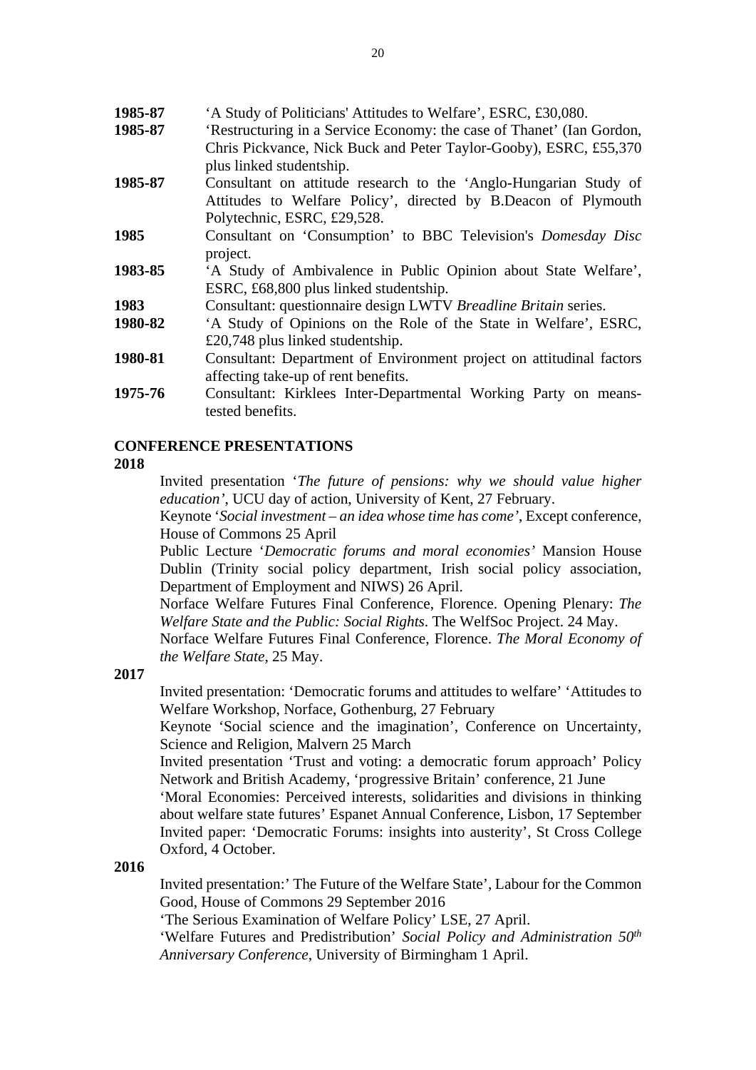**1985-87** 'A Study of Politicians' Attitudes to Welfare', ESRC, £30,080.

**1985-87** 'Restructuring in a Service Economy: the case of Thanet' (Ian Gordon, Chris Pickvance, Nick Buck and Peter Taylor-Gooby), ESRC, £55,370 plus linked studentship.

**1985-87** Consultant on attitude research to the 'Anglo-Hungarian Study of Attitudes to Welfare Policy', directed by B.Deacon of Plymouth Polytechnic, ESRC, £29,528.

**1985** Consultant on 'Consumption' to BBC Television's *Domesday Disc* project.

**1983-85** 'A Study of Ambivalence in Public Opinion about State Welfare', ESRC, £68,800 plus linked studentship.

**1983** Consultant: questionnaire design LWTV *Breadline Britain* series.

**1980-82** 'A Study of Opinions on the Role of the State in Welfare', ESRC, £20,748 plus linked studentship.

**1980-81** Consultant: Department of Environment project on attitudinal factors affecting take-up of rent benefits.

**1975-76** Consultant: Kirklees Inter-Departmental Working Party on means-tested benefits.

**CONFERENCE PRESENTATIONS**

**2018**

Invited presentation '*The future of pensions: why we should value higher education'*, UCU day of action, University of Kent, 27 February.

Keynote '*Social investment – an idea whose time has come'*, Except conference, House of Commons 25 April

Public Lecture '*Democratic forums and moral economies'* Mansion House Dublin (Trinity social policy department, Irish social policy association, Department of Employment and NIWS) 26 April.

Norface Welfare Futures Final Conference, Florence. Opening Plenary: *The Welfare State and the Public: Social Rights*. The WelfSoc Project. 24 May.

Norface Welfare Futures Final Conference, Florence. *The Moral Economy of the Welfare State*, 25 May.

**2017**

Invited presentation: 'Democratic forums and attitudes to welfare' 'Attitudes to Welfare Workshop, Norface, Gothenburg, 27 February

Keynote 'Social science and the imagination', Conference on Uncertainty, Science and Religion, Malvern 25 March

Invited presentation 'Trust and voting: a democratic forum approach' Policy Network and British Academy, 'progressive Britain' conference, 21 June

'Moral Economies: Perceived interests, solidarities and divisions in thinking about welfare state futures' Espanet Annual Conference, Lisbon, 17 September

Invited paper: 'Democratic Forums: insights into austerity', St Cross College Oxford, 4 October.

**2016**

Invited presentation:' The Future of the Welfare State', Labour for the Common Good, House of Commons 29 September 2016

'The Serious Examination of Welfare Policy' LSE, 27 April.

'Welfare Futures and Predistribution' *Social Policy and Administration 50th Anniversary Conference*, University of Birmingham 1 April.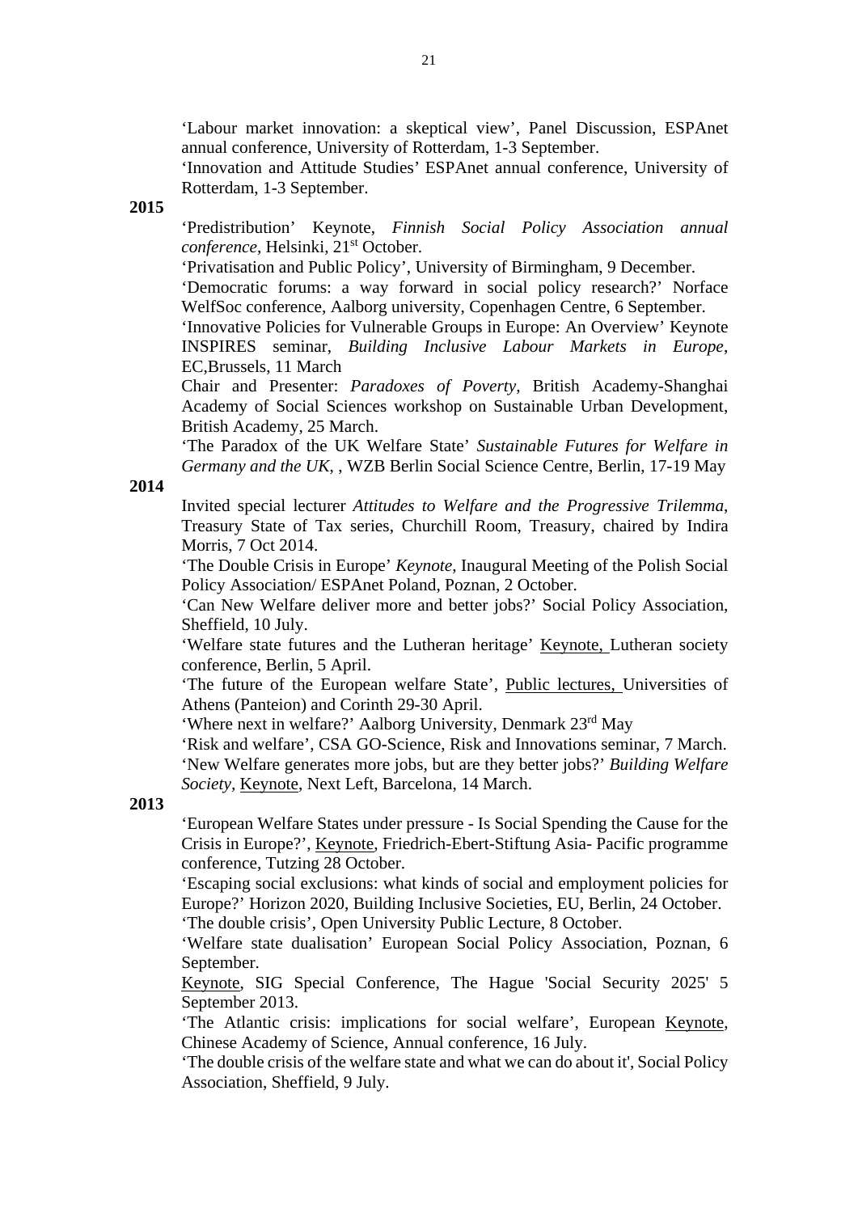'Labour market innovation: a skeptical view', Panel Discussion, ESPAnet annual conference, University of Rotterdam, 1-3 September.

'Innovation and Attitude Studies' ESPAnet annual conference, University of Rotterdam, 1-3 September.

**2015**

'Predistribution' Keynote, *Finnish Social Policy Association annual conference*, Helsinki, 21st October.

'Privatisation and Public Policy', University of Birmingham, 9 December.

'Democratic forums: a way forward in social policy research?' Norface WelfSoc conference, Aalborg university, Copenhagen Centre, 6 September.

'Innovative Policies for Vulnerable Groups in Europe: An Overview' Keynote INSPIRES seminar, *Building Inclusive Labour Markets in Europe*, EC,Brussels, 11 March

Chair and Presenter: *Paradoxes of Poverty,* British Academy-Shanghai Academy of Social Sciences workshop on Sustainable Urban Development, British Academy, 25 March.

'The Paradox of the UK Welfare State' *Sustainable Futures for Welfare in Germany and the UK*, , WZB Berlin Social Science Centre, Berlin, 17-19 May

**2014**

Invited special lecturer *Attitudes to Welfare and the Progressive Trilemma*, Treasury State of Tax series, Churchill Room, Treasury, chaired by Indira Morris, 7 Oct 2014.

'The Double Crisis in Europe' *Keynote*, Inaugural Meeting of the Polish Social Policy Association/ ESPAnet Poland, Poznan, 2 October.

'Can New Welfare deliver more and better jobs?' Social Policy Association, Sheffield, 10 July.

'Welfare state futures and the Lutheran heritage' Keynote, Lutheran society conference, Berlin, 5 April.

'The future of the European welfare State', Public lectures, Universities of Athens (Panteion) and Corinth 29-30 April.

'Where next in welfare?' Aalborg University, Denmark 23rd May

'Risk and welfare', CSA GO-Science, Risk and Innovations seminar, 7 March.

'New Welfare generates more jobs, but are they better jobs?' *Building Welfare Society*, Keynote, Next Left, Barcelona, 14 March.

**2013**

'European Welfare States under pressure - Is Social Spending the Cause for the Crisis in Europe?', Keynote, Friedrich-Ebert-Stiftung Asia- Pacific programme conference, Tutzing 28 October.

'Escaping social exclusions: what kinds of social and employment policies for Europe?' Horizon 2020, Building Inclusive Societies, EU, Berlin, 24 October.

'The double crisis', Open University Public Lecture, 8 October.

'Welfare state dualisation' European Social Policy Association, Poznan, 6 September.

Keynote, SIG Special Conference, The Hague 'Social Security 2025' 5 September 2013.

'The Atlantic crisis: implications for social welfare', European Keynote, Chinese Academy of Science, Annual conference, 16 July.

'The double crisis of the welfare state and what we can do about it', Social Policy Association, Sheffield, 9 July.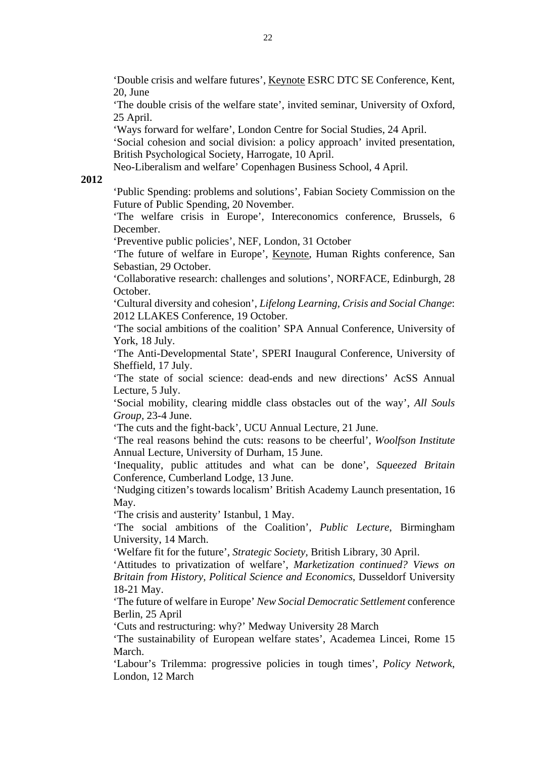'Double crisis and welfare futures', Keynote ESRC DTC SE Conference, Kent, 20, June

'The double crisis of the welfare state', invited seminar, University of Oxford, 25 April.

'Ways forward for welfare', London Centre for Social Studies, 24 April.

'Social cohesion and social division: a policy approach' invited presentation, British Psychological Society, Harrogate, 10 April.

Neo-Liberalism and welfare' Copenhagen Business School, 4 April.

**2012**

'Public Spending: problems and solutions', Fabian Society Commission on the Future of Public Spending, 20 November.

'The welfare crisis in Europe', Intereconomics conference, Brussels, 6 December.

'Preventive public policies', NEF, London, 31 October

'The future of welfare in Europe', Keynote, Human Rights conference, San Sebastian, 29 October.

'Collaborative research: challenges and solutions', NORFACE, Edinburgh, 28 October.

'Cultural diversity and cohesion', *Lifelong Learning, Crisis and Social Change*: 2012 LLAKES Conference, 19 October.

'The social ambitions of the coalition' SPA Annual Conference, University of York, 18 July.

'The Anti-Developmental State', SPERI Inaugural Conference, University of Sheffield, 17 July.

'The state of social science: dead-ends and new directions' AcSS Annual Lecture, 5 July.

'Social mobility, clearing middle class obstacles out of the way', *All Souls Group*, 23-4 June.

'The cuts and the fight-back', UCU Annual Lecture, 21 June.

'The real reasons behind the cuts: reasons to be cheerful', *Woolfson Institute* Annual Lecture, University of Durham, 15 June.

'Inequality, public attitudes and what can be done', *Squeezed Britain* Conference, Cumberland Lodge, 13 June.

'Nudging citizen's towards localism' British Academy Launch presentation, 16 May.

'The crisis and austerity' Istanbul, 1 May.

'The social ambitions of the Coalition', *Public Lecture*, Birmingham University, 14 March.

'Welfare fit for the future', *Strategic Society,* British Library, 30 April.

'Attitudes to privatization of welfare', *Marketization continued? Views on Britain from History, Political Science and Economics*, Dusseldorf University 18-21 May.

'The future of welfare in Europe' *New Social Democratic Settlement* conference Berlin, 25 April

'Cuts and restructuring: why?' Medway University 28 March

'The sustainability of European welfare states', Academea Lincei, Rome 15 March.

'Labour's Trilemma: progressive policies in tough times', *Policy Network*, London, 12 March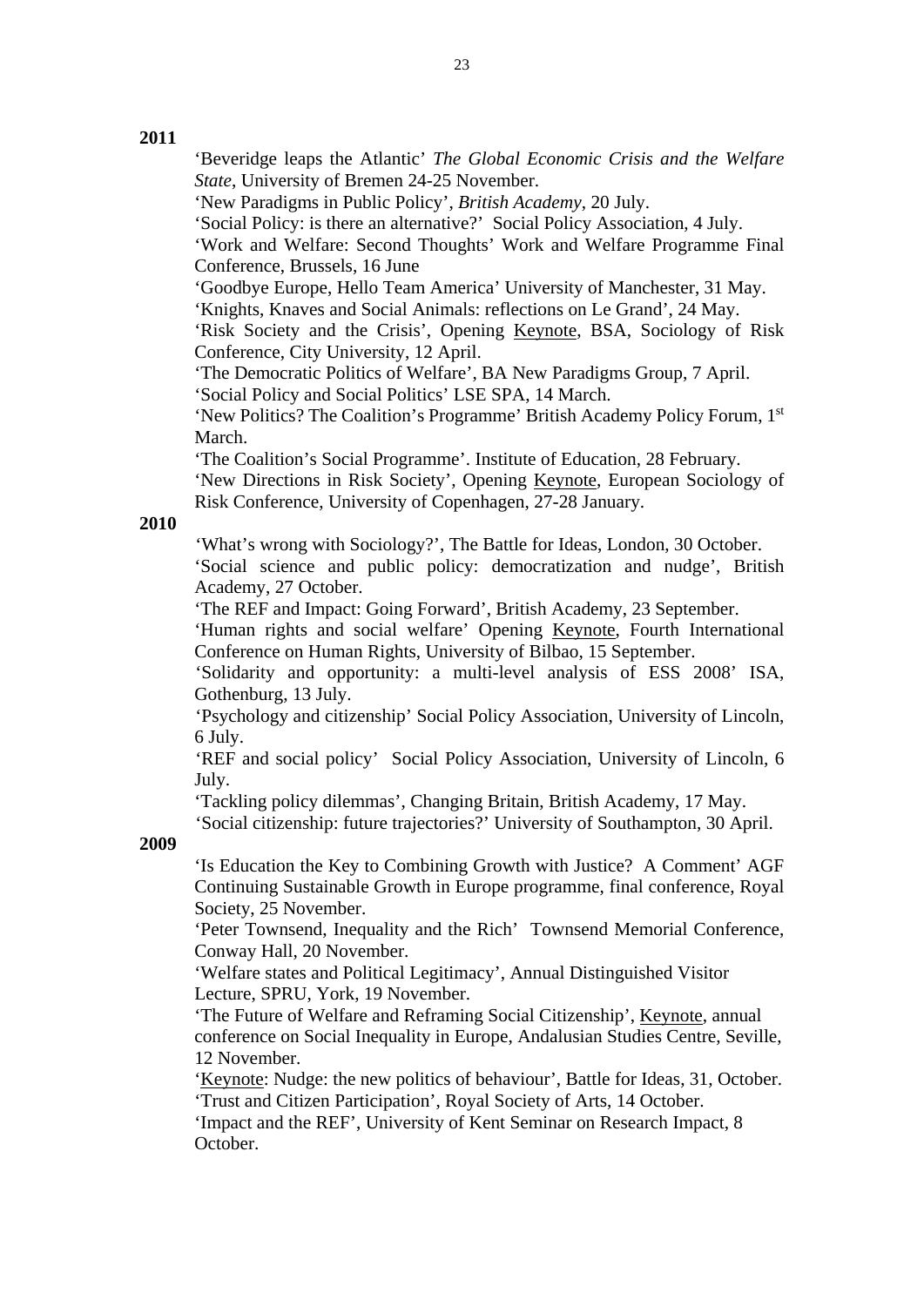**2011**

'Beveridge leaps the Atlantic' *The Global Economic Crisis and the Welfare State*, University of Bremen 24-25 November.

'New Paradigms in Public Policy', *British Academy*, 20 July.

'Social Policy: is there an alternative?' Social Policy Association, 4 July.

'Work and Welfare: Second Thoughts' Work and Welfare Programme Final Conference, Brussels, 16 June

'Goodbye Europe, Hello Team America' University of Manchester, 31 May.

'Knights, Knaves and Social Animals: reflections on Le Grand', 24 May.

'Risk Society and the Crisis', Opening Keynote, BSA, Sociology of Risk Conference, City University, 12 April.

'The Democratic Politics of Welfare', BA New Paradigms Group, 7 April.

'Social Policy and Social Politics' LSE SPA, 14 March.

'New Politics? The Coalition's Programme' British Academy Policy Forum, 1st March.

'The Coalition's Social Programme'. Institute of Education, 28 February.

'New Directions in Risk Society', Opening Keynote, European Sociology of Risk Conference, University of Copenhagen, 27-28 January.

**2010**

'What's wrong with Sociology?', The Battle for Ideas, London, 30 October.

'Social science and public policy: democratization and nudge', British Academy, 27 October.

'The REF and Impact: Going Forward', British Academy, 23 September.

'Human rights and social welfare' Opening Keynote, Fourth International Conference on Human Rights, University of Bilbao, 15 September.

'Solidarity and opportunity: a multi-level analysis of ESS 2008' ISA, Gothenburg, 13 July.

'Psychology and citizenship' Social Policy Association, University of Lincoln, 6 July.

'REF and social policy' Social Policy Association, University of Lincoln, 6 July.

'Tackling policy dilemmas', Changing Britain, British Academy, 17 May.

'Social citizenship: future trajectories?' University of Southampton, 30 April.

**2009**

'Is Education the Key to Combining Growth with Justice? A Comment' AGF Continuing Sustainable Growth in Europe programme, final conference, Royal Society, 25 November.

'Peter Townsend, Inequality and the Rich' Townsend Memorial Conference, Conway Hall, 20 November.

'Welfare states and Political Legitimacy', Annual Distinguished Visitor Lecture, SPRU, York, 19 November.

'The Future of Welfare and Reframing Social Citizenship', Keynote, annual conference on Social Inequality in Europe, Andalusian Studies Centre, Seville, 12 November.

'Keynote: Nudge: the new politics of behaviour', Battle for Ideas, 31, October.

'Trust and Citizen Participation', Royal Society of Arts, 14 October.

'Impact and the REF', University of Kent Seminar on Research Impact, 8 October.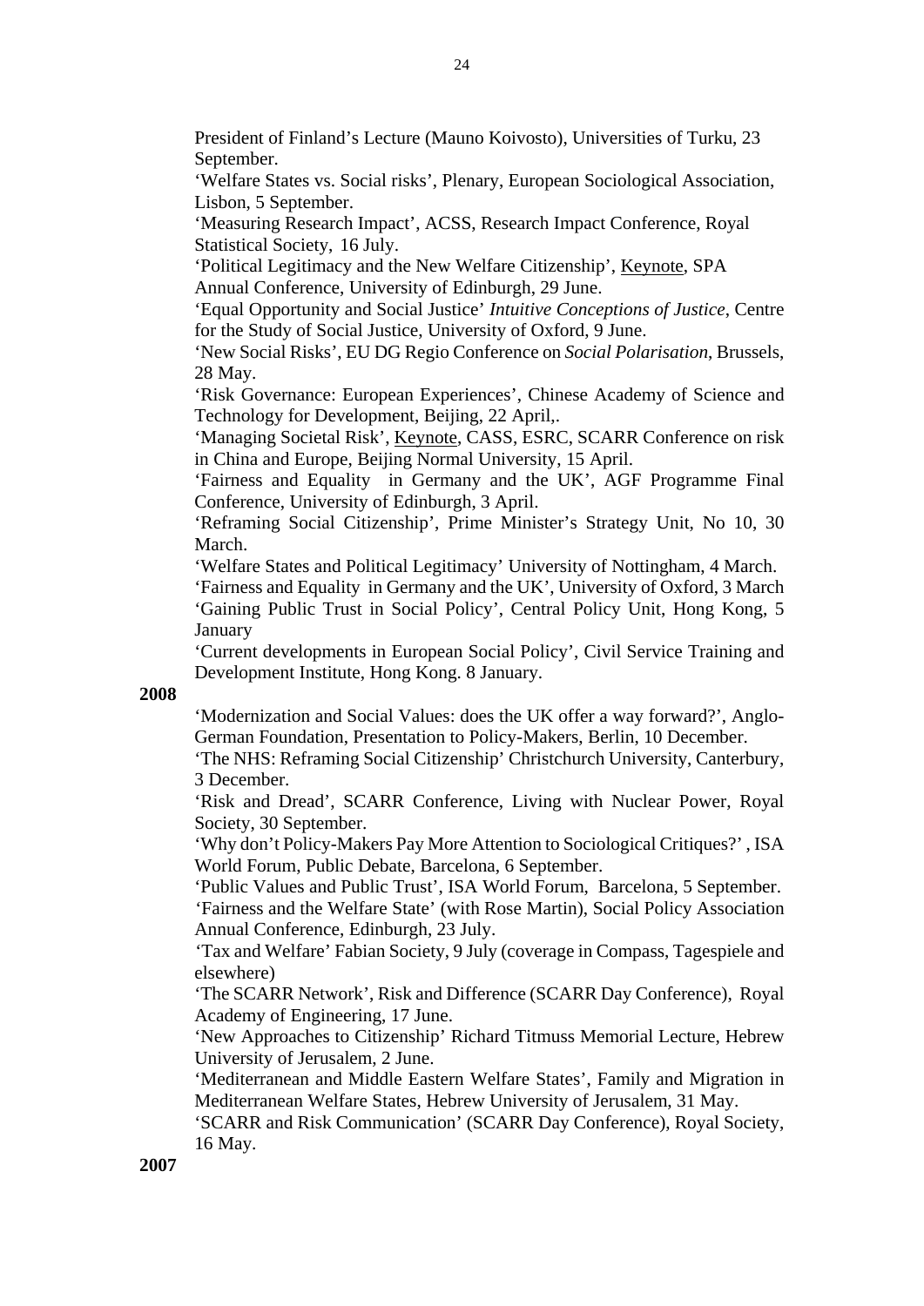President of Finland's Lecture (Mauno Koivosto), Universities of Turku, 23 September.

'Welfare States vs. Social risks', Plenary, European Sociological Association, Lisbon, 5 September.

'Measuring Research Impact', ACSS, Research Impact Conference, Royal Statistical Society, 16 July.

'Political Legitimacy and the New Welfare Citizenship', Keynote, SPA Annual Conference, University of Edinburgh, 29 June.

'Equal Opportunity and Social Justice' *Intuitive Conceptions of Justice*, Centre for the Study of Social Justice, University of Oxford, 9 June.

'New Social Risks', EU DG Regio Conference on *Social Polarisation*, Brussels, 28 May.

'Risk Governance: European Experiences', Chinese Academy of Science and Technology for Development, Beijing, 22 April,.

'Managing Societal Risk', Keynote, CASS, ESRC, SCARR Conference on risk in China and Europe, Beijing Normal University, 15 April.

'Fairness and Equality in Germany and the UK', AGF Programme Final Conference, University of Edinburgh, 3 April.

'Reframing Social Citizenship', Prime Minister's Strategy Unit, No 10, 30 March.

'Welfare States and Political Legitimacy' University of Nottingham, 4 March.

'Fairness and Equality in Germany and the UK', University of Oxford, 3 March

'Gaining Public Trust in Social Policy', Central Policy Unit, Hong Kong, 5 January

'Current developments in European Social Policy', Civil Service Training and Development Institute, Hong Kong. 8 January.

**2008**

'Modernization and Social Values: does the UK offer a way forward?', Anglo-German Foundation, Presentation to Policy-Makers, Berlin, 10 December.

'The NHS: Reframing Social Citizenship' Christchurch University, Canterbury, 3 December.

'Risk and Dread', SCARR Conference, Living with Nuclear Power, Royal Society, 30 September.

'Why don't Policy-Makers Pay More Attention to Sociological Critiques?' , ISA World Forum, Public Debate, Barcelona, 6 September.

'Public Values and Public Trust', ISA World Forum, Barcelona, 5 September.

'Fairness and the Welfare State' (with Rose Martin), Social Policy Association Annual Conference, Edinburgh, 23 July.

'Tax and Welfare' Fabian Society, 9 July (coverage in Compass, Tagespiele and elsewhere)

'The SCARR Network', Risk and Difference (SCARR Day Conference), Royal Academy of Engineering, 17 June.

'New Approaches to Citizenship' Richard Titmuss Memorial Lecture, Hebrew University of Jerusalem, 2 June.

'Mediterranean and Middle Eastern Welfare States', Family and Migration in Mediterranean Welfare States, Hebrew University of Jerusalem, 31 May.

'SCARR and Risk Communication' (SCARR Day Conference), Royal Society, 16 May.

**2007**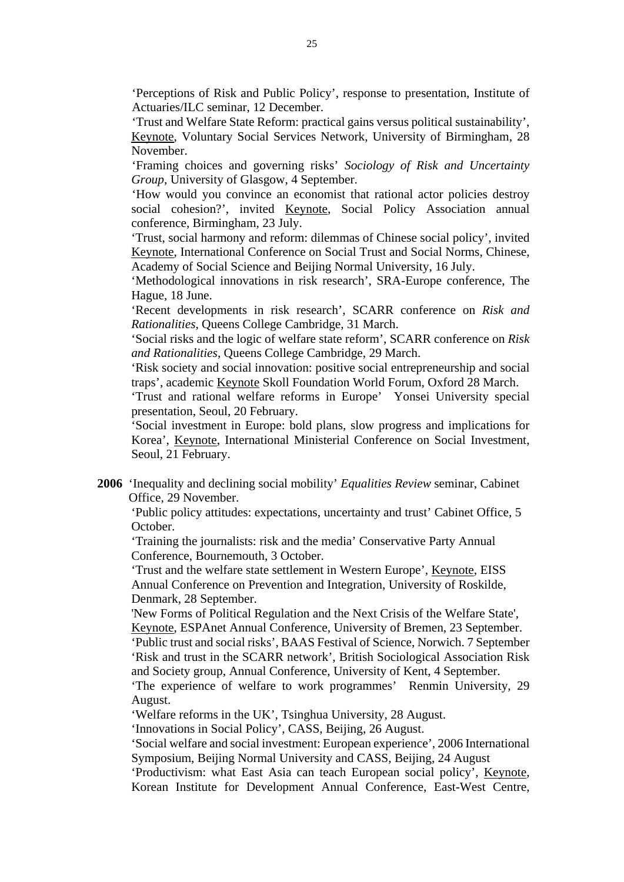'Perceptions of Risk and Public Policy', response to presentation, Institute of Actuaries/ILC seminar, 12 December.

'Trust and Welfare State Reform: practical gains versus political sustainability', Keynote, Voluntary Social Services Network, University of Birmingham, 28 November.

'Framing choices and governing risks' *Sociology of Risk and Uncertainty Group*, University of Glasgow, 4 September.

'How would you convince an economist that rational actor policies destroy social cohesion?', invited Keynote, Social Policy Association annual conference, Birmingham, 23 July.

'Trust, social harmony and reform: dilemmas of Chinese social policy', invited Keynote, International Conference on Social Trust and Social Norms, Chinese, Academy of Social Science and Beijing Normal University, 16 July.

'Methodological innovations in risk research', SRA-Europe conference, The Hague, 18 June.

'Recent developments in risk research', SCARR conference on *Risk and Rationalities*, Queens College Cambridge, 31 March.

'Social risks and the logic of welfare state reform', SCARR conference on *Risk and Rationalities*, Queens College Cambridge, 29 March.

'Risk society and social innovation: positive social entrepreneurship and social traps', academic Keynote Skoll Foundation World Forum, Oxford 28 March.

'Trust and rational welfare reforms in Europe' Yonsei University special presentation, Seoul, 20 February.

'Social investment in Europe: bold plans, slow progress and implications for Korea', Keynote, International Ministerial Conference on Social Investment, Seoul, 21 February.

**2006** 'Inequality and declining social mobility' *Equalities Review* seminar, Cabinet Office, 29 November.

'Public policy attitudes: expectations, uncertainty and trust' Cabinet Office, 5 October.

'Training the journalists: risk and the media' Conservative Party Annual Conference, Bournemouth, 3 October.

'Trust and the welfare state settlement in Western Europe', Keynote, EISS Annual Conference on Prevention and Integration, University of Roskilde, Denmark, 28 September.

'New Forms of Political Regulation and the Next Crisis of the Welfare State', Keynote, ESPAnet Annual Conference, University of Bremen, 23 September.

'Public trust and social risks', BAAS Festival of Science, Norwich. 7 September

'Risk and trust in the SCARR network', British Sociological Association Risk and Society group, Annual Conference, University of Kent, 4 September.

'The experience of welfare to work programmes' Renmin University, 29 August.

'Welfare reforms in the UK', Tsinghua University, 28 August.

'Innovations in Social Policy', CASS, Beijing, 26 August.

'Social welfare and social investment: European experience', 2006 International Symposium, Beijing Normal University and CASS, Beijing, 24 August

'Productivism: what East Asia can teach European social policy', Keynote, Korean Institute for Development Annual Conference, East-West Centre,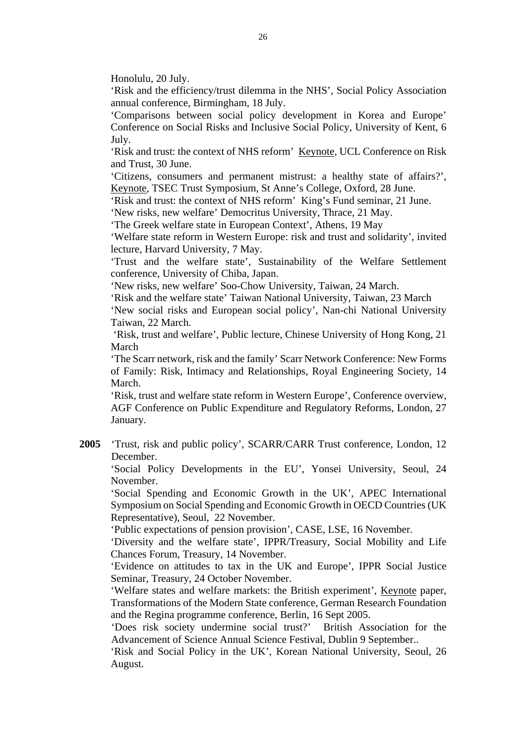Honolulu, 20 July.

'Risk and the efficiency/trust dilemma in the NHS', Social Policy Association annual conference, Birmingham, 18 July.

'Comparisons between social policy development in Korea and Europe' Conference on Social Risks and Inclusive Social Policy, University of Kent, 6 July.

'Risk and trust: the context of NHS reform' Keynote, UCL Conference on Risk and Trust, 30 June.

'Citizens, consumers and permanent mistrust: a healthy state of affairs?', Keynote, TSEC Trust Symposium, St Anne's College, Oxford, 28 June.

'Risk and trust: the context of NHS reform' King's Fund seminar, 21 June.

'New risks, new welfare' Democritus University, Thrace, 21 May.

'The Greek welfare state in European Context', Athens, 19 May

'Welfare state reform in Western Europe: risk and trust and solidarity', invited lecture, Harvard University, 7 May.

'Trust and the welfare state', Sustainability of the Welfare Settlement conference, University of Chiba, Japan.

'New risks, new welfare' Soo-Chow University, Taiwan, 24 March.

'Risk and the welfare state' Taiwan National University, Taiwan, 23 March

'New social risks and European social policy', Nan-chi National University Taiwan, 22 March.

'Risk, trust and welfare', Public lecture, Chinese University of Hong Kong, 21 March

'The Scarr network, risk and the family' Scarr Network Conference: New Forms of Family: Risk, Intimacy and Relationships, Royal Engineering Society, 14 March.

'Risk, trust and welfare state reform in Western Europe', Conference overview, AGF Conference on Public Expenditure and Regulatory Reforms, London, 27 January.

**2005** 'Trust, risk and public policy', SCARR/CARR Trust conference, London, 12 December.

'Social Policy Developments in the EU', Yonsei University, Seoul, 24 November.

'Social Spending and Economic Growth in the UK', APEC International Symposium on Social Spending and Economic Growth in OECD Countries (UK Representative), Seoul, 22 November.

'Public expectations of pension provision', CASE, LSE, 16 November.

'Diversity and the welfare state', IPPR/Treasury, Social Mobility and Life Chances Forum, Treasury, 14 November.

'Evidence on attitudes to tax in the UK and Europe', IPPR Social Justice Seminar, Treasury, 24 October November.

'Welfare states and welfare markets: the British experiment', Keynote paper, Transformations of the Modern State conference, German Research Foundation and the Regina programme conference, Berlin, 16 Sept 2005.

'Does risk society undermine social trust?' British Association for the Advancement of Science Annual Science Festival, Dublin 9 September..

'Risk and Social Policy in the UK', Korean National University, Seoul, 26 August.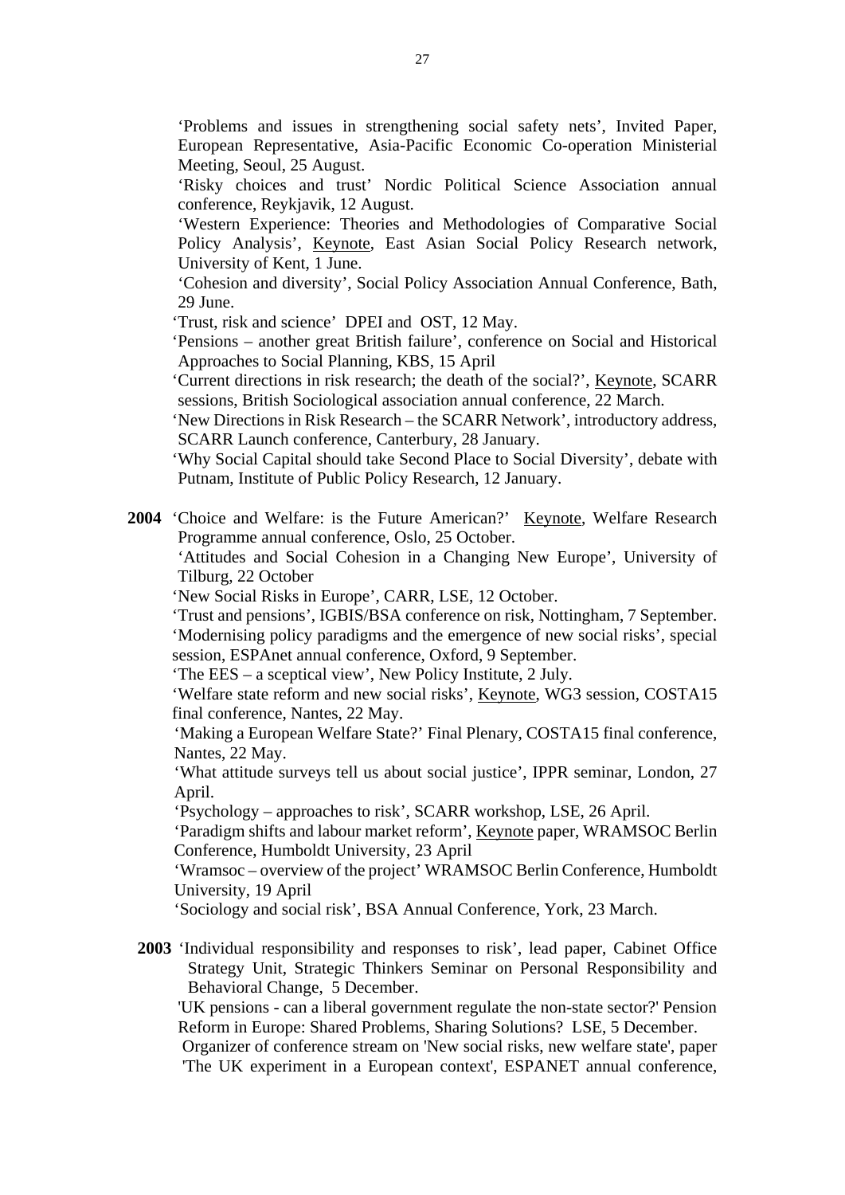'Problems and issues in strengthening social safety nets', Invited Paper, European Representative, Asia-Pacific Economic Co-operation Ministerial Meeting, Seoul, 25 August.

'Risky choices and trust' Nordic Political Science Association annual conference, Reykjavik, 12 August.

'Western Experience: Theories and Methodologies of Comparative Social Policy Analysis', <u>Keynote</u>, East Asian Social Policy Research network, University of Kent, 1 June.

'Cohesion and diversity', Social Policy Association Annual Conference, Bath, 29 June.

'Trust, risk and science' DPEI and OST, 12 May.

'Pensions – another great British failure', conference on Social and Historical Approaches to Social Planning, KBS, 15 April

'Current directions in risk research; the death of the social?', <u>Keynote</u>, SCARR sessions, British Sociological association annual conference, 22 March.

'New Directions in Risk Research – the SCARR Network', introductory address, SCARR Launch conference, Canterbury, 28 January.

'Why Social Capital should take Second Place to Social Diversity', debate with Putnam, Institute of Public Policy Research, 12 January.

**2004** 'Choice and Welfare: is the Future American?' <u>Keynote</u>, Welfare Research Programme annual conference, Oslo, 25 October.

'Attitudes and Social Cohesion in a Changing New Europe', University of Tilburg, 22 October

'New Social Risks in Europe', CARR, LSE, 12 October.

'Trust and pensions', IGBIS/BSA conference on risk, Nottingham, 7 September.

'Modernising policy paradigms and the emergence of new social risks', special session, ESPAnet annual conference, Oxford, 9 September.

'The EES – a sceptical view', New Policy Institute, 2 July.

'Welfare state reform and new social risks', <u>Keynote</u>, WG3 session, COSTA15 final conference, Nantes, 22 May.

'Making a European Welfare State?' Final Plenary, COSTA15 final conference, Nantes, 22 May.

'What attitude surveys tell us about social justice', IPPR seminar, London, 27 April.

'Psychology – approaches to risk', SCARR workshop, LSE, 26 April.

'Paradigm shifts and labour market reform', <u>Keynote</u> paper, WRAMSOC Berlin Conference, Humboldt University, 23 April

'Wramsoc – overview of the project' WRAMSOC Berlin Conference, Humboldt University, 19 April

'Sociology and social risk', BSA Annual Conference, York, 23 March.

**2003** 'Individual responsibility and responses to risk', lead paper, Cabinet Office Strategy Unit, Strategic Thinkers Seminar on Personal Responsibility and Behavioral Change, 5 December.

'UK pensions - can a liberal government regulate the non-state sector?' Pension Reform in Europe: Shared Problems, Sharing Solutions? LSE, 5 December.

Organizer of conference stream on 'New social risks, new welfare state', paper 'The UK experiment in a European context', ESPANET annual conference,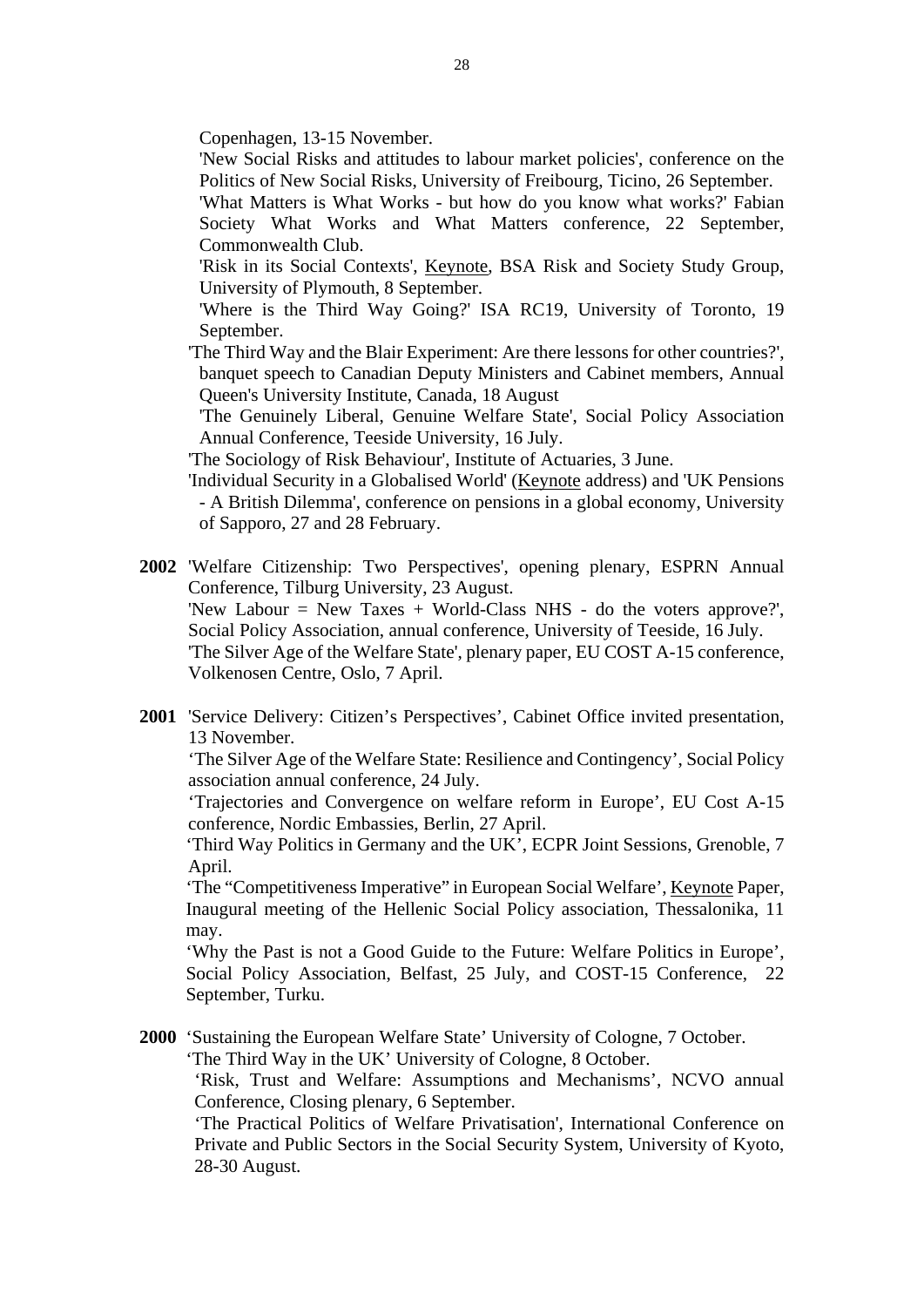Copenhagen, 13-15 November.

'New Social Risks and attitudes to labour market policies', conference on the Politics of New Social Risks, University of Freibourg, Ticino, 26 September.

'What Matters is What Works - but how do you know what works?' Fabian Society What Works and What Matters conference, 22 September, Commonwealth Club.

'Risk in its Social Contexts', Keynote, BSA Risk and Society Study Group, University of Plymouth, 8 September.

'Where is the Third Way Going?' ISA RC19, University of Toronto, 19 September.

'The Third Way and the Blair Experiment: Are there lessons for other countries?', banquet speech to Canadian Deputy Ministers and Cabinet members, Annual Queen's University Institute, Canada, 18 August

'The Genuinely Liberal, Genuine Welfare State', Social Policy Association Annual Conference, Teeside University, 16 July.

'The Sociology of Risk Behaviour', Institute of Actuaries, 3 June.

'Individual Security in a Globalised World' (Keynote address) and 'UK Pensions - A British Dilemma', conference on pensions in a global economy, University of Sapporo, 27 and 28 February.

**2002** 'Welfare Citizenship: Two Perspectives', opening plenary, ESPRN Annual Conference, Tilburg University, 23 August.

'New Labour = New Taxes + World-Class NHS - do the voters approve?', Social Policy Association, annual conference, University of Teeside, 16 July.

'The Silver Age of the Welfare State', plenary paper, EU COST A-15 conference, Volkenosen Centre, Oslo, 7 April.

**2001** 'Service Delivery: Citizen's Perspectives', Cabinet Office invited presentation, 13 November.

'The Silver Age of the Welfare State: Resilience and Contingency', Social Policy association annual conference, 24 July.

'Trajectories and Convergence on welfare reform in Europe', EU Cost A-15 conference, Nordic Embassies, Berlin, 27 April.

'Third Way Politics in Germany and the UK', ECPR Joint Sessions, Grenoble, 7 April.

'The "Competitiveness Imperative" in European Social Welfare', Keynote Paper, Inaugural meeting of the Hellenic Social Policy association, Thessalonika, 11 may.

'Why the Past is not a Good Guide to the Future: Welfare Politics in Europe', Social Policy Association, Belfast, 25 July, and COST-15 Conference, 22 September, Turku.

**2000** 'Sustaining the European Welfare State' University of Cologne, 7 October.

'The Third Way in the UK' University of Cologne, 8 October.

'Risk, Trust and Welfare: Assumptions and Mechanisms', NCVO annual Conference, Closing plenary, 6 September.

'The Practical Politics of Welfare Privatisation', International Conference on Private and Public Sectors in the Social Security System, University of Kyoto, 28-30 August.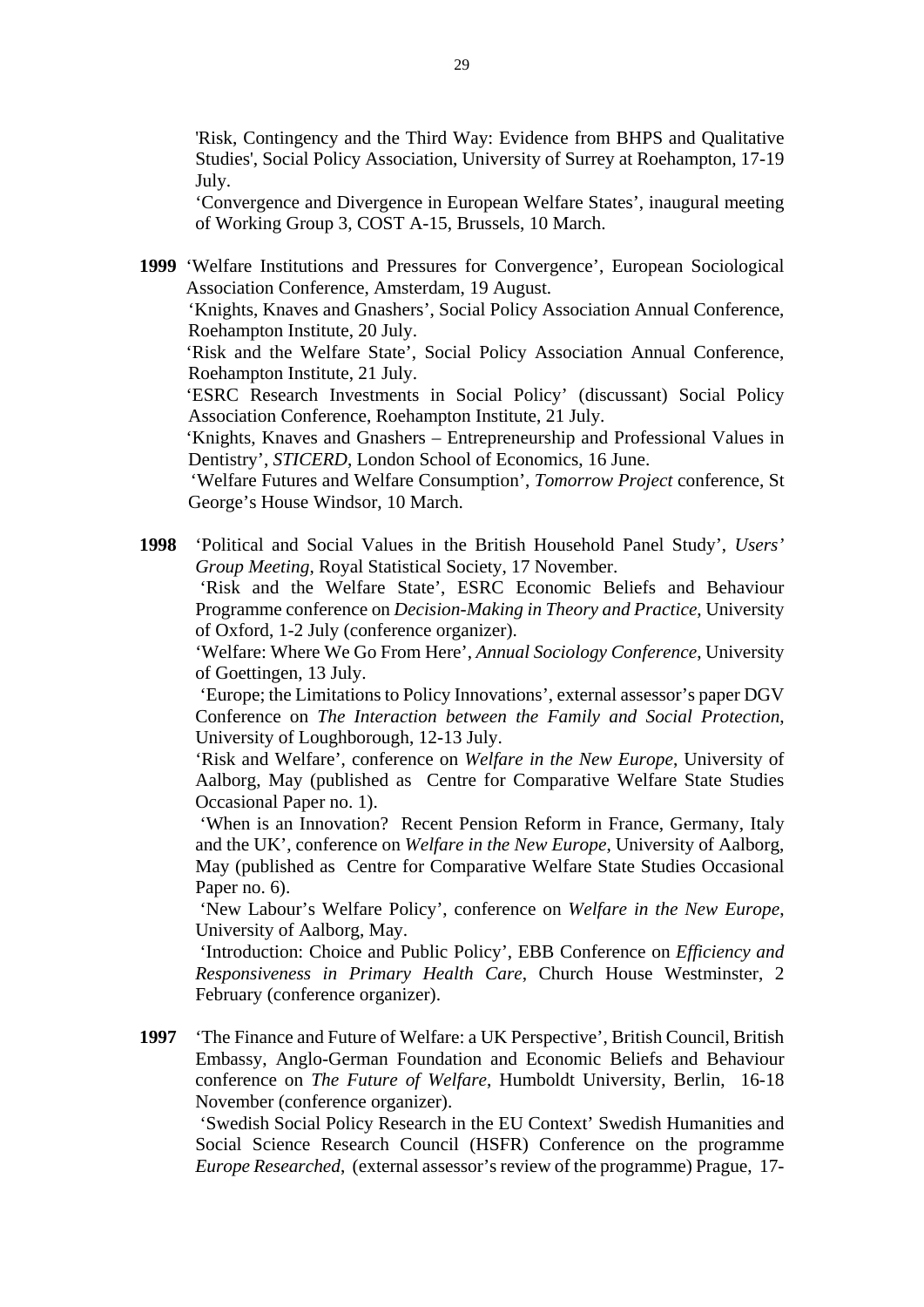'Risk, Contingency and the Third Way: Evidence from BHPS and Qualitative Studies', Social Policy Association, University of Surrey at Roehampton, 17-19 July.

'Convergence and Divergence in European Welfare States', inaugural meeting of Working Group 3, COST A-15, Brussels, 10 March.

**1999** 'Welfare Institutions and Pressures for Convergence', European Sociological Association Conference, Amsterdam, 19 August.

'Knights, Knaves and Gnashers', Social Policy Association Annual Conference, Roehampton Institute, 20 July.

'Risk and the Welfare State', Social Policy Association Annual Conference, Roehampton Institute, 21 July.

'ESRC Research Investments in Social Policy' (discussant) Social Policy Association Conference, Roehampton Institute, 21 July.

'Knights, Knaves and Gnashers – Entrepreneurship and Professional Values in Dentistry', *STICERD*, London School of Economics, 16 June.

'Welfare Futures and Welfare Consumption', *Tomorrow Project* conference, St George's House Windsor, 10 March.

**1998** 'Political and Social Values in the British Household Panel Study', *Users' Group Meeting*, Royal Statistical Society, 17 November.

'Risk and the Welfare State', ESRC Economic Beliefs and Behaviour Programme conference on *Decision-Making in Theory and Practice*, University of Oxford, 1-2 July (conference organizer).

'Welfare: Where We Go From Here', *Annual Sociology Conference*, University of Goettingen, 13 July.

'Europe; the Limitations to Policy Innovations', external assessor's paper DGV Conference on *The Interaction between the Family and Social Protection*, University of Loughborough, 12-13 July.

'Risk and Welfare', conference on *Welfare in the New Europe*, University of Aalborg, May (published as Centre for Comparative Welfare State Studies Occasional Paper no. 1).

'When is an Innovation? Recent Pension Reform in France, Germany, Italy and the UK', conference on *Welfare in the New Europe*, University of Aalborg, May (published as Centre for Comparative Welfare State Studies Occasional Paper no. 6).

'New Labour's Welfare Policy', conference on *Welfare in the New Europe*, University of Aalborg, May.

'Introduction: Choice and Public Policy', EBB Conference on *Efficiency and Responsiveness in Primary Health Care*, Church House Westminster, 2 February (conference organizer).

**1997** 'The Finance and Future of Welfare: a UK Perspective', British Council, British Embassy, Anglo-German Foundation and Economic Beliefs and Behaviour conference on *The Future of Welfare*, Humboldt University, Berlin, 16-18 November (conference organizer).

'Swedish Social Policy Research in the EU Context' Swedish Humanities and Social Science Research Council (HSFR) Conference on the programme *Europe Researched*, (external assessor's review of the programme) Prague, 17-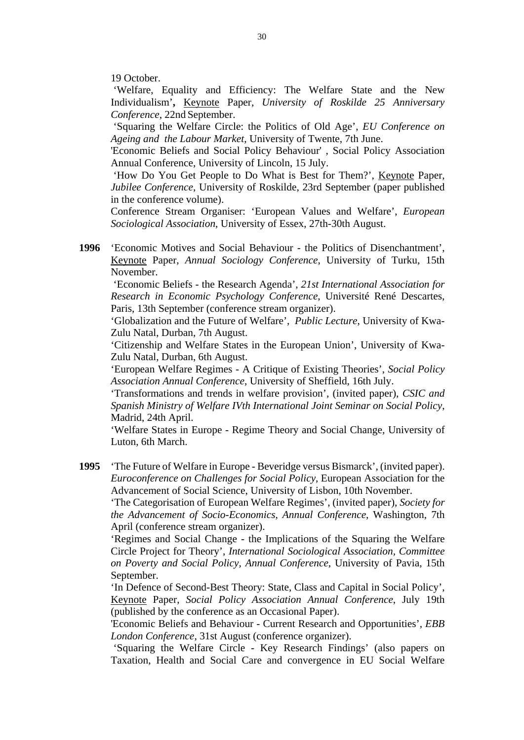19 October.

'Welfare, Equality and Efficiency: The Welfare State and the New Individualism'**,** Keynote Paper, *University of Roskilde 25 Anniversary Conference*, 22nd September.

'Squaring the Welfare Circle: the Politics of Old Age', *EU Conference on Ageing and the Labour Market,* University of Twente, 7th June.

'Economic Beliefs and Social Policy Behaviour' , Social Policy Association Annual Conference, University of Lincoln, 15 July.

'How Do You Get People to Do What is Best for Them?', Keynote Paper, *Jubilee Conference*, University of Roskilde, 23rd September (paper published in the conference volume).

Conference Stream Organiser: 'European Values and Welfare', *European Sociological Association*, University of Essex, 27th-30th August.

**1996** 'Economic Motives and Social Behaviour - the Politics of Disenchantment', Keynote Paper, *Annual Sociology Conference*, University of Turku, 15th November.

'Economic Beliefs - the Research Agenda', *21st International Association for Research in Economic Psychology Conference*, Université René Descartes, Paris, 13th September (conference stream organizer).

'Globalization and the Future of Welfare', *Public Lecture*, University of Kwa-Zulu Natal, Durban, 7th August.

'Citizenship and Welfare States in the European Union', University of Kwa-Zulu Natal, Durban, 6th August.

'European Welfare Regimes - A Critique of Existing Theories', *Social Policy Association Annual Conference*, University of Sheffield, 16th July.

'Transformations and trends in welfare provision', (invited paper), *CSIC and Spanish Ministry of Welfare IVth International Joint Seminar on Social Policy*, Madrid, 24th April.

'Welfare States in Europe - Regime Theory and Social Change, University of Luton, 6th March.

**1995** 'The Future of Welfare in Europe - Beveridge versus Bismarck', (invited paper). *Euroconference on Challenges for Social Policy*, European Association for the Advancement of Social Science, University of Lisbon, 10th November.

'The Categorisation of European Welfare Regimes', (invited paper), *Society for the Advancement of Socio-Economics, Annual Conference*, Washington, 7th April (conference stream organizer).

'Regimes and Social Change - the Implications of the Squaring the Welfare Circle Project for Theory', *International Sociological Association, Committee on Poverty and Social Policy, Annual Conference*, University of Pavia, 15th September.

'In Defence of Second-Best Theory: State, Class and Capital in Social Policy', Keynote Paper, *Social Policy Association Annual Conference*, July 19th (published by the conference as an Occasional Paper).

'Economic Beliefs and Behaviour - Current Research and Opportunities', *EBB London Conference*, 31st August (conference organizer).

'Squaring the Welfare Circle - Key Research Findings' (also papers on Taxation, Health and Social Care and convergence in EU Social Welfare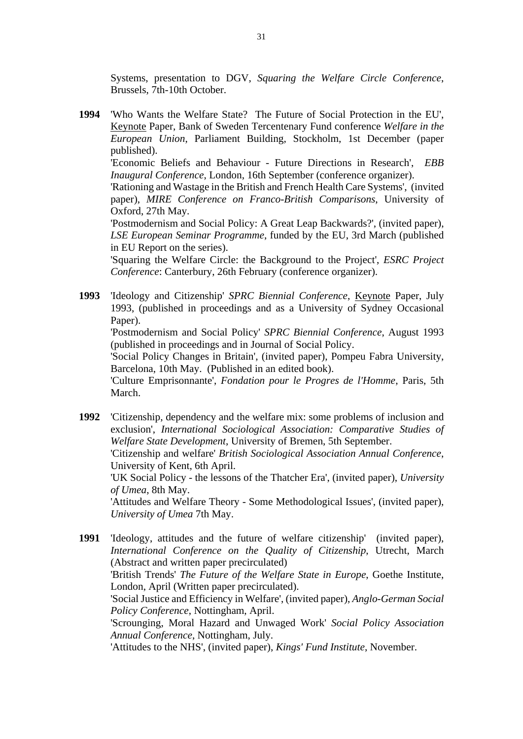Systems, presentation to DGV, *Squaring the Welfare Circle Conference*, Brussels, 7th-10th October.

**1994** 'Who Wants the Welfare State? The Future of Social Protection in the EU', Keynote Paper, Bank of Sweden Tercentenary Fund conference *Welfare in the European Union*, Parliament Building, Stockholm, 1st December (paper published).

'Economic Beliefs and Behaviour - Future Directions in Research', *EBB Inaugural Conference*, London, 16th September (conference organizer).

'Rationing and Wastage in the British and French Health Care Systems', (invited paper), *MIRE Conference on Franco-British Comparisons*, University of Oxford, 27th May.

'Postmodernism and Social Policy: A Great Leap Backwards?', (invited paper), *LSE European Seminar Programme*, funded by the EU, 3rd March (published in EU Report on the series).

'Squaring the Welfare Circle: the Background to the Project', *ESRC Project Conference*: Canterbury, 26th February (conference organizer).

**1993** 'Ideology and Citizenship' *SPRC Biennial Conference*, Keynote Paper, July 1993, (published in proceedings and as a University of Sydney Occasional Paper).

'Postmodernism and Social Policy' *SPRC Biennial Conference*, August 1993 (published in proceedings and in Journal of Social Policy.

'Social Policy Changes in Britain', (invited paper), Pompeu Fabra University, Barcelona, 10th May. (Published in an edited book).

'Culture Emprisonnante', *Fondation pour le Progres de l'Homme*, Paris, 5th March.

**1992** 'Citizenship, dependency and the welfare mix: some problems of inclusion and exclusion', *International Sociological Association: Comparative Studies of Welfare State Development*, University of Bremen, 5th September.

'Citizenship and welfare' *British Sociological Association Annual Conference*, University of Kent, 6th April.

'UK Social Policy - the lessons of the Thatcher Era', (invited paper), *University of Umea*, 8th May.

'Attitudes and Welfare Theory - Some Methodological Issues', (invited paper), *University of Umea* 7th May.

**1991** 'Ideology, attitudes and the future of welfare citizenship' (invited paper), *International Conference on the Quality of Citizenship*, Utrecht, March (Abstract and written paper precirculated)

'British Trends' *The Future of the Welfare State in Europe*, Goethe Institute, London, April (Written paper precirculated).

'Social Justice and Efficiency in Welfare', (invited paper), *Anglo-German Social Policy Conference*, Nottingham, April.

'Scrounging, Moral Hazard and Unwaged Work' *Social Policy Association Annual Conference*, Nottingham, July.

'Attitudes to the NHS', (invited paper), *Kings' Fund Institute*, November.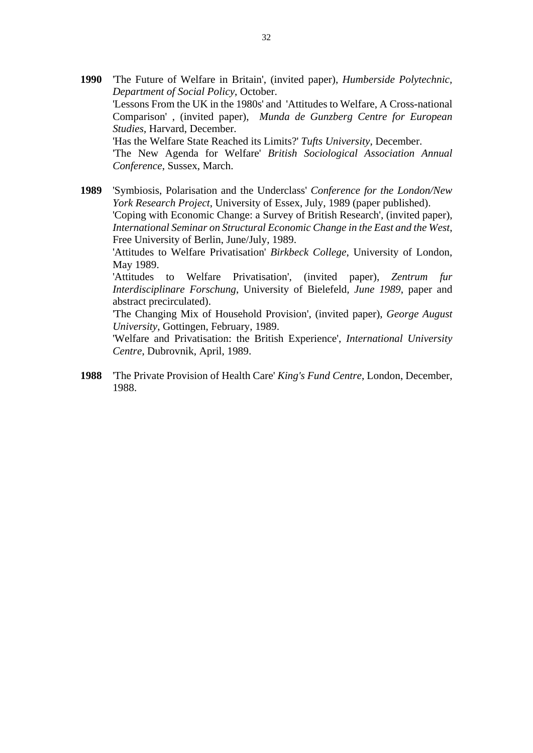**1990** 'The Future of Welfare in Britain', (invited paper), *Humberside Polytechnic, Department of Social Policy*, October.
'Lessons From the UK in the 1980s' and 'Attitudes to Welfare, A Cross-national Comparison' , (invited paper), *Munda de Gunzberg Centre for European Studies*, Harvard, December.
'Has the Welfare State Reached its Limits?' *Tufts University*, December.
'The New Agenda for Welfare' *British Sociological Association Annual Conference*, Sussex, March.

**1989** 'Symbiosis, Polarisation and the Underclass' *Conference for the London/New York Research Project*, University of Essex, July, 1989 (paper published).
'Coping with Economic Change: a Survey of British Research', (invited paper), *International Seminar on Structural Economic Change in the East and the West*, Free University of Berlin, June/July, 1989.
'Attitudes to Welfare Privatisation' *Birkbeck College*, University of London, May 1989.
'Attitudes to Welfare Privatisation', (invited paper), *Zentrum fur Interdisciplinare Forschung*, University of Bielefeld, *June 1989*, paper and abstract precirculated).
'The Changing Mix of Household Provision', (invited paper), *George August University*, Gottingen, February, 1989.
'Welfare and Privatisation: the British Experience', *International University Centre*, Dubrovnik, April, 1989.

**1988** 'The Private Provision of Health Care' *King's Fund Centre*, London, December, 1988.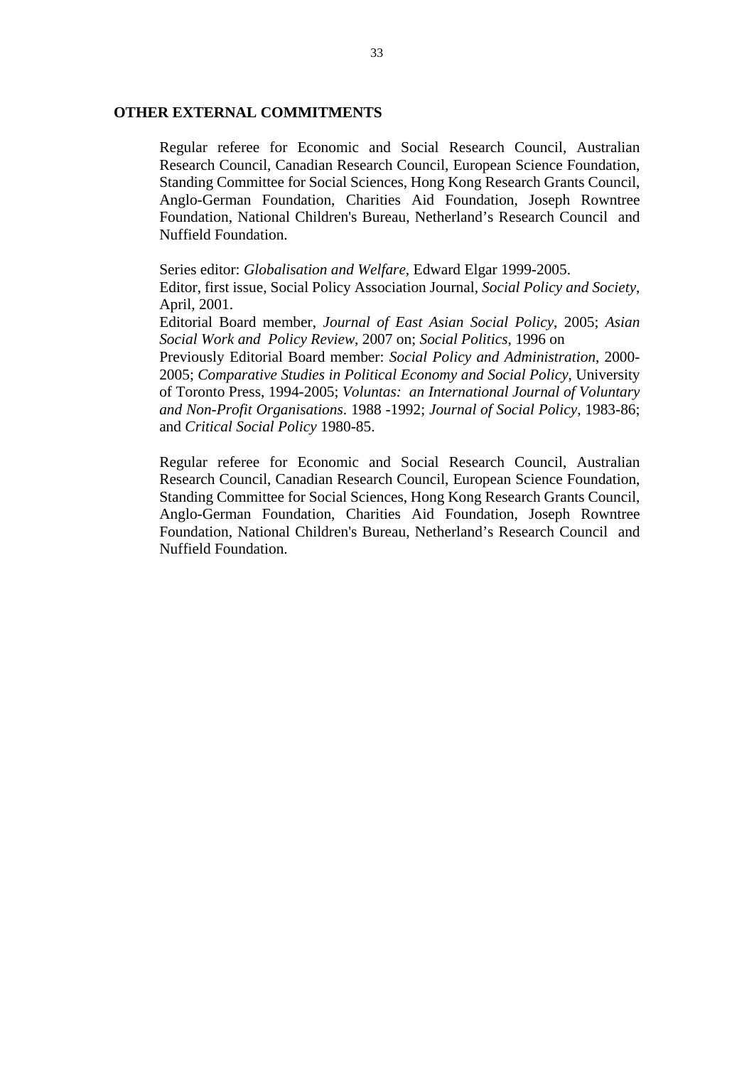## OTHER EXTERNAL COMMITMENTS

Regular referee for Economic and Social Research Council, Australian Research Council, Canadian Research Council, European Science Foundation, Standing Committee for Social Sciences, Hong Kong Research Grants Council, Anglo-German Foundation, Charities Aid Foundation, Joseph Rowntree Foundation, National Children's Bureau, Netherland's Research Council and Nuffield Foundation.

Series editor: *Globalisation and Welfare*, Edward Elgar 1999-2005.
Editor, first issue, Social Policy Association Journal, *Social Policy and Society*, April, 2001.
Editorial Board member, *Journal of East Asian Social Policy*, 2005; *Asian Social Work and Policy Review*, 2007 on; *Social Politics*, 1996 on
Previously Editorial Board member: *Social Policy and Administration*, 2000-2005; *Comparative Studies in Political Economy and Social Policy*, University of Toronto Press, 1994-2005; *Voluntas: an International Journal of Voluntary and Non-Profit Organisations*. 1988 -1992; *Journal of Social Policy*, 1983-86; and *Critical Social Policy* 1980-85.

Regular referee for Economic and Social Research Council, Australian Research Council, Canadian Research Council, European Science Foundation, Standing Committee for Social Sciences, Hong Kong Research Grants Council, Anglo-German Foundation, Charities Aid Foundation, Joseph Rowntree Foundation, National Children's Bureau, Netherland's Research Council and Nuffield Foundation.